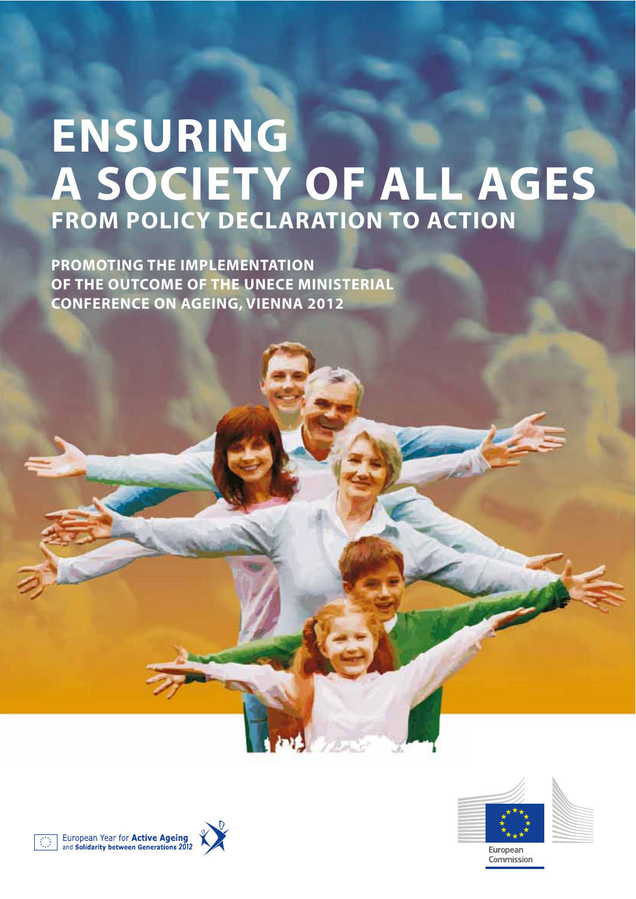# ENSURING A SOCIETY OF ALL AGES

## FROM POLICY DECLARATION TO ACTION

**PROMOTING THE IMPLEMENTATION OF THE OUTCOME OF THE UNECE MINISTERIAL CONFERENCE ON AGEING, VIENNA 2012**

European Year for **Active Ageing** and **Solidarity between Generations 2012**

European Commission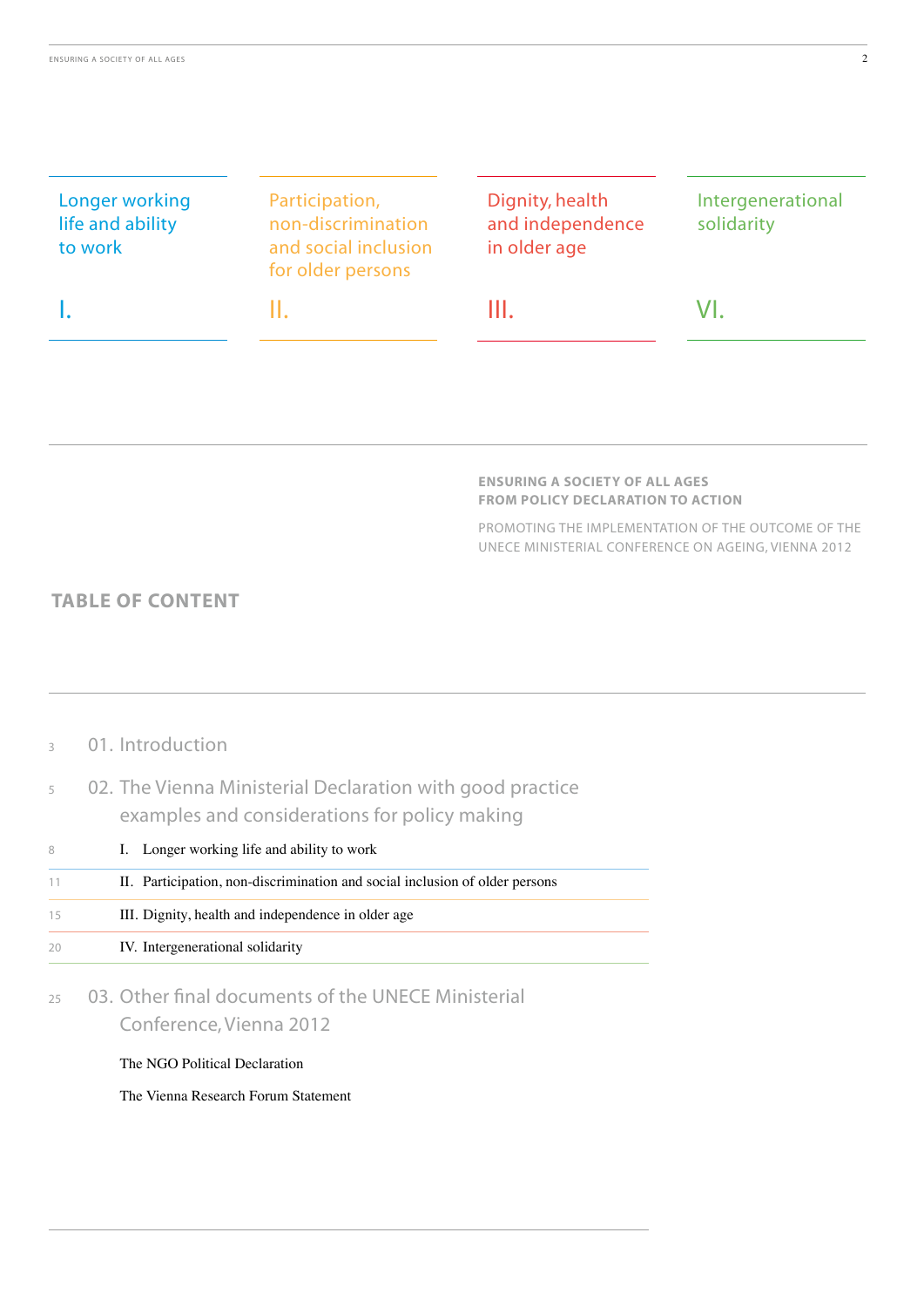Longer working life and ability to work

I.

Participation, non-discrimination and social inclusion for older persons

II.

Dignity, health and independence in older age

III.

Intergenerational solidarity

VI.

**ENSURING A SOCIETY OF ALL AGES**
**FROM POLICY DECLARATION TO ACTION**

PROMOTING THE IMPLEMENTATION OF THE OUTCOME OF THE UNECE MINISTERIAL CONFERENCE ON AGEING, VIENNA 2012

## TABLE OF CONTENT

| Page | Section |
|---|---|
| 3 | 01. Introduction |
| 5 | 02. The Vienna Ministerial Declaration with good practice examples and considerations for policy making |
| 8 | I. Longer working life and ability to work |
| 11 | II. Participation, non-discrimination and social inclusion of older persons |
| 15 | III. Dignity, health and independence in older age |
| 20 | IV. Intergenerational solidarity |
| 25 | 03. Other final documents of the UNECE Ministerial Conference, Vienna 2012 |
| | The NGO Political Declaration |
| | The Vienna Research Forum Statement |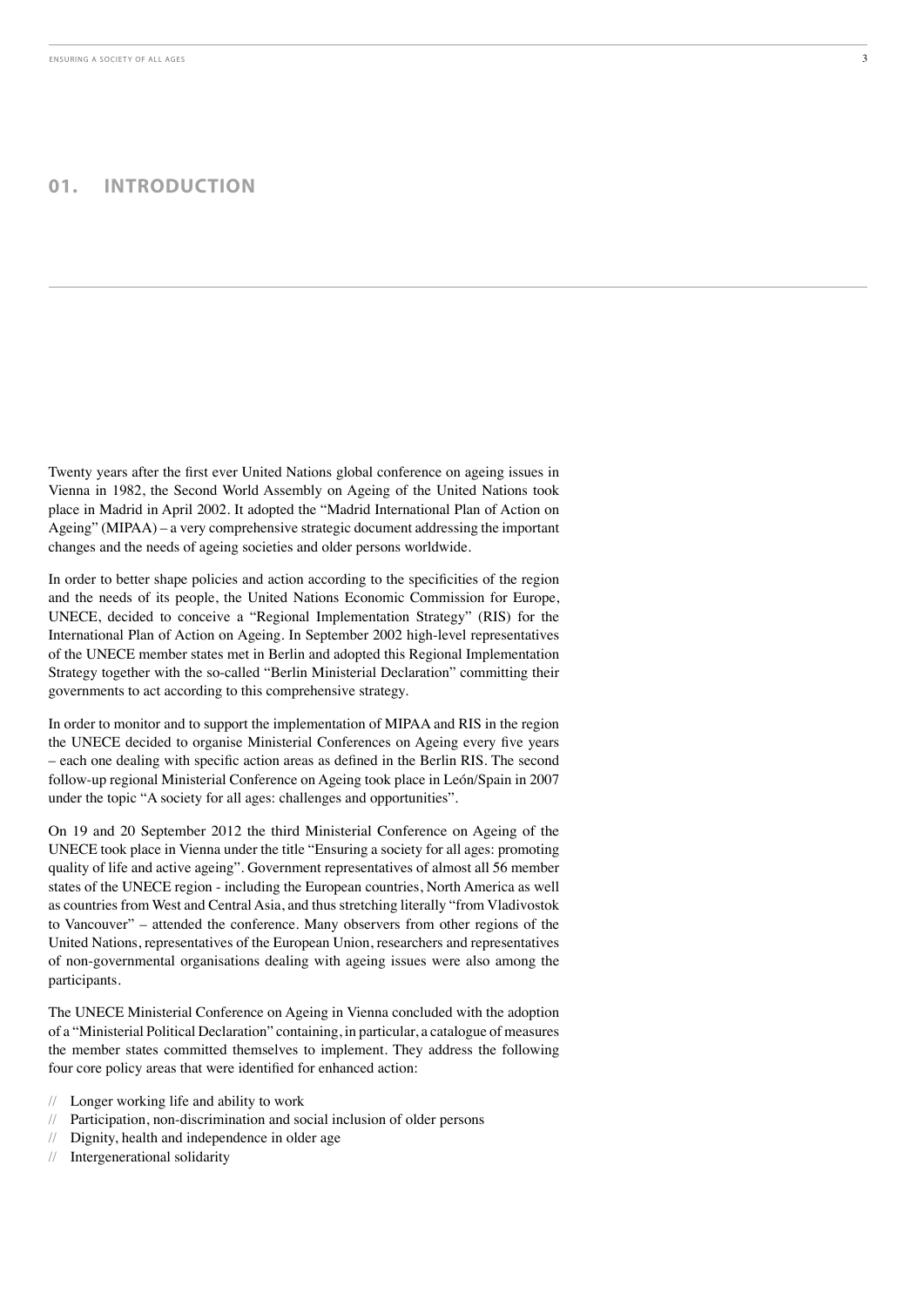# 01. INTRODUCTION

Twenty years after the first ever United Nations global conference on ageing issues in Vienna in 1982, the Second World Assembly on Ageing of the United Nations took place in Madrid in April 2002. It adopted the "Madrid International Plan of Action on Ageing" (MIPAA) – a very comprehensive strategic document addressing the important changes and the needs of ageing societies and older persons worldwide.

In order to better shape policies and action according to the specificities of the region and the needs of its people, the United Nations Economic Commission for Europe, UNECE, decided to conceive a "Regional Implementation Strategy" (RIS) for the International Plan of Action on Ageing. In September 2002 high-level representatives of the UNECE member states met in Berlin and adopted this Regional Implementation Strategy together with the so-called "Berlin Ministerial Declaration" committing their governments to act according to this comprehensive strategy.

In order to monitor and to support the implementation of MIPAA and RIS in the region the UNECE decided to organise Ministerial Conferences on Ageing every five years – each one dealing with specific action areas as defined in the Berlin RIS. The second follow-up regional Ministerial Conference on Ageing took place in León/Spain in 2007 under the topic "A society for all ages: challenges and opportunities".

On 19 and 20 September 2012 the third Ministerial Conference on Ageing of the UNECE took place in Vienna under the title "Ensuring a society for all ages: promoting quality of life and active ageing". Government representatives of almost all 56 member states of the UNECE region - including the European countries, North America as well as countries from West and Central Asia, and thus stretching literally "from Vladivostok to Vancouver" – attended the conference. Many observers from other regions of the United Nations, representatives of the European Union, researchers and representatives of non-governmental organisations dealing with ageing issues were also among the participants.

The UNECE Ministerial Conference on Ageing in Vienna concluded with the adoption of a "Ministerial Political Declaration" containing, in particular, a catalogue of measures the member states committed themselves to implement. They address the following four core policy areas that were identified for enhanced action:

- Longer working life and ability to work
- Participation, non-discrimination and social inclusion of older persons
- Dignity, health and independence in older age
- Intergenerational solidarity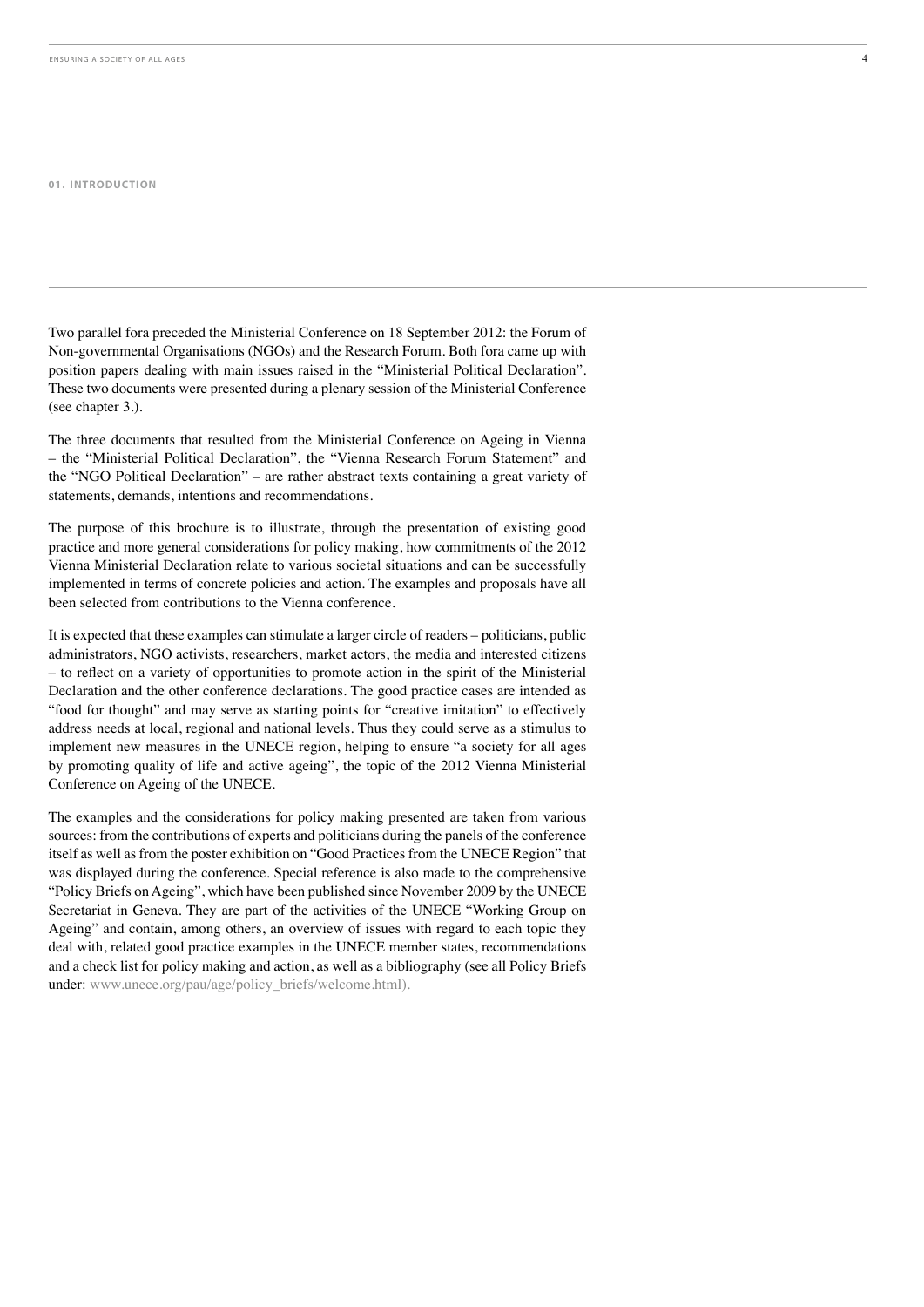## 01. INTRODUCTION

Two parallel fora preceded the Ministerial Conference on 18 September 2012: the Forum of Non-governmental Organisations (NGOs) and the Research Forum. Both fora came up with position papers dealing with main issues raised in the "Ministerial Political Declaration". These two documents were presented during a plenary session of the Ministerial Conference (see chapter 3.).

The three documents that resulted from the Ministerial Conference on Ageing in Vienna – the "Ministerial Political Declaration", the "Vienna Research Forum Statement" and the "NGO Political Declaration" – are rather abstract texts containing a great variety of statements, demands, intentions and recommendations.

The purpose of this brochure is to illustrate, through the presentation of existing good practice and more general considerations for policy making, how commitments of the 2012 Vienna Ministerial Declaration relate to various societal situations and can be successfully implemented in terms of concrete policies and action. The examples and proposals have all been selected from contributions to the Vienna conference.

It is expected that these examples can stimulate a larger circle of readers – politicians, public administrators, NGO activists, researchers, market actors, the media and interested citizens – to reflect on a variety of opportunities to promote action in the spirit of the Ministerial Declaration and the other conference declarations. The good practice cases are intended as "food for thought" and may serve as starting points for "creative imitation" to effectively address needs at local, regional and national levels. Thus they could serve as a stimulus to implement new measures in the UNECE region, helping to ensure "a society for all ages by promoting quality of life and active ageing", the topic of the 2012 Vienna Ministerial Conference on Ageing of the UNECE.

The examples and the considerations for policy making presented are taken from various sources: from the contributions of experts and politicians during the panels of the conference itself as well as from the poster exhibition on "Good Practices from the UNECE Region" that was displayed during the conference. Special reference is also made to the comprehensive "Policy Briefs on Ageing", which have been published since November 2009 by the UNECE Secretariat in Geneva. They are part of the activities of the UNECE "Working Group on Ageing" and contain, among others, an overview of issues with regard to each topic they deal with, related good practice examples in the UNECE member states, recommendations and a check list for policy making and action, as well as a bibliography (see all Policy Briefs under: www.unece.org/pau/age/policy_briefs/welcome.html).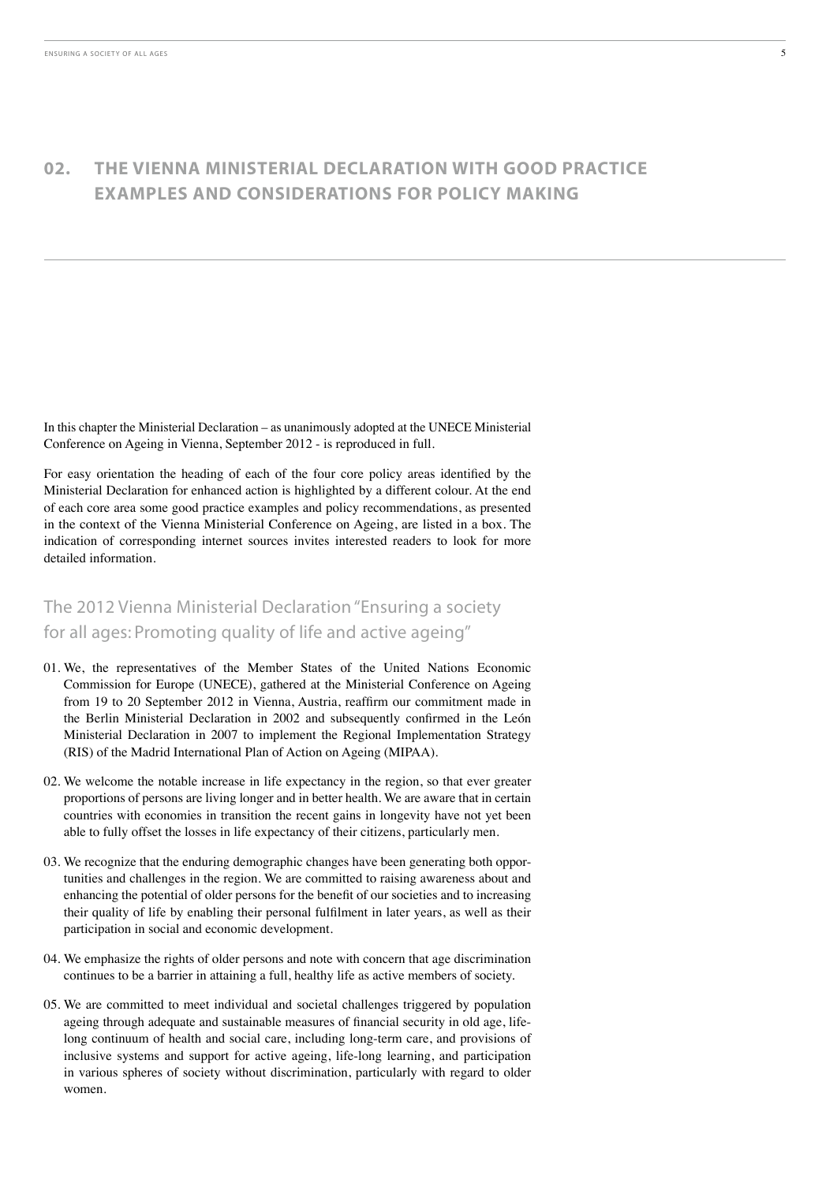## 02. THE VIENNA MINISTERIAL DECLARATION WITH GOOD PRACTICE EXAMPLES AND CONSIDERATIONS FOR POLICY MAKING

In this chapter the Ministerial Declaration – as unanimously adopted at the UNECE Ministerial Conference on Ageing in Vienna, September 2012 - is reproduced in full.

For easy orientation the heading of each of the four core policy areas identified by the Ministerial Declaration for enhanced action is highlighted by a different colour. At the end of each core area some good practice examples and policy recommendations, as presented in the context of the Vienna Ministerial Conference on Ageing, are listed in a box. The indication of corresponding internet sources invites interested readers to look for more detailed information.

### The 2012 Vienna Ministerial Declaration "Ensuring a society for all ages: Promoting quality of life and active ageing"

01. We, the representatives of the Member States of the United Nations Economic Commission for Europe (UNECE), gathered at the Ministerial Conference on Ageing from 19 to 20 September 2012 in Vienna, Austria, reaffirm our commitment made in the Berlin Ministerial Declaration in 2002 and subsequently confirmed in the León Ministerial Declaration in 2007 to implement the Regional Implementation Strategy (RIS) of the Madrid International Plan of Action on Ageing (MIPAA).

02. We welcome the notable increase in life expectancy in the region, so that ever greater proportions of persons are living longer and in better health. We are aware that in certain countries with economies in transition the recent gains in longevity have not yet been able to fully offset the losses in life expectancy of their citizens, particularly men.

03. We recognize that the enduring demographic changes have been generating both opportunities and challenges in the region. We are committed to raising awareness about and enhancing the potential of older persons for the benefit of our societies and to increasing their quality of life by enabling their personal fulfilment in later years, as well as their participation in social and economic development.

04. We emphasize the rights of older persons and note with concern that age discrimination continues to be a barrier in attaining a full, healthy life as active members of society.

05. We are committed to meet individual and societal challenges triggered by population ageing through adequate and sustainable measures of financial security in old age, life-long continuum of health and social care, including long-term care, and provisions of inclusive systems and support for active ageing, life-long learning, and participation in various spheres of society without discrimination, particularly with regard to older women.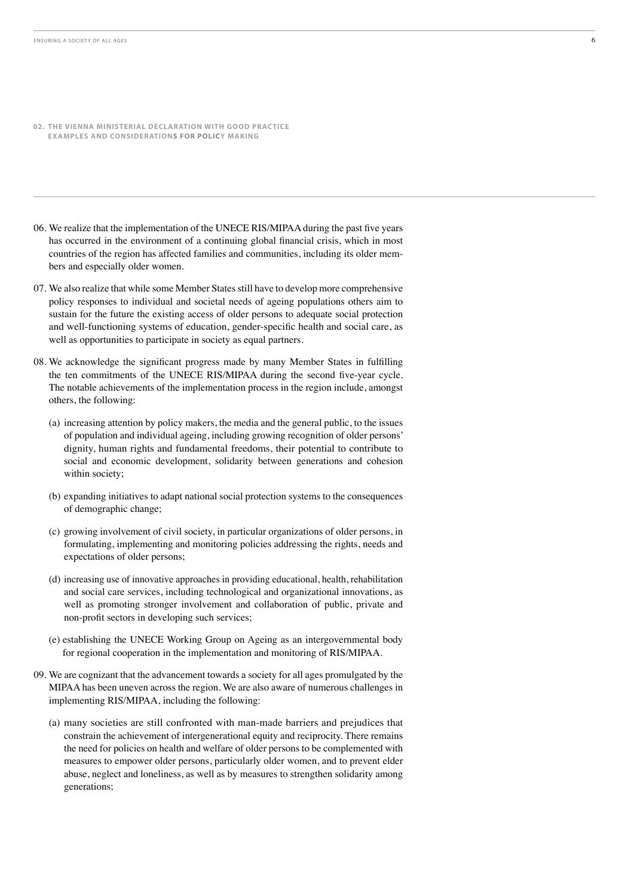## 02. THE VIENNA MINISTERIAL DECLARATION WITH GOOD PRACTICE EXAMPLES AND CONSIDERATIONS FOR POLICY MAKING

06. We realize that the implementation of the UNECE RIS/MIPAA during the past five years has occurred in the environment of a continuing global financial crisis, which in most countries of the region has affected families and communities, including its older members and especially older women.

07. We also realize that while some Member States still have to develop more comprehensive policy responses to individual and societal needs of ageing populations others aim to sustain for the future the existing access of older persons to adequate social protection and well-functioning systems of education, gender-specific health and social care, as well as opportunities to participate in society as equal partners.

08. We acknowledge the significant progress made by many Member States in fulfilling the ten commitments of the UNECE RIS/MIPAA during the second five-year cycle. The notable achievements of the implementation process in the region include, amongst others, the following:

   (a) increasing attention by policy makers, the media and the general public, to the issues of population and individual ageing, including growing recognition of older persons' dignity, human rights and fundamental freedoms, their potential to contribute to social and economic development, solidarity between generations and cohesion within society;

   (b) expanding initiatives to adapt national social protection systems to the consequences of demographic change;

   (c) growing involvement of civil society, in particular organizations of older persons, in formulating, implementing and monitoring policies addressing the rights, needs and expectations of older persons;

   (d) increasing use of innovative approaches in providing educational, health, rehabilitation and social care services, including technological and organizational innovations, as well as promoting stronger involvement and collaboration of public, private and non-profit sectors in developing such services;

   (e) establishing the UNECE Working Group on Ageing as an intergovernmental body for regional cooperation in the implementation and monitoring of RIS/MIPAA.

09. We are cognizant that the advancement towards a society for all ages promulgated by the MIPAA has been uneven across the region. We are also aware of numerous challenges in implementing RIS/MIPAA, including the following:

   (a) many societies are still confronted with man-made barriers and prejudices that constrain the achievement of intergenerational equity and reciprocity. There remains the need for policies on health and welfare of older persons to be complemented with measures to empower older persons, particularly older women, and to prevent elder abuse, neglect and loneliness, as well as by measures to strengthen solidarity among generations;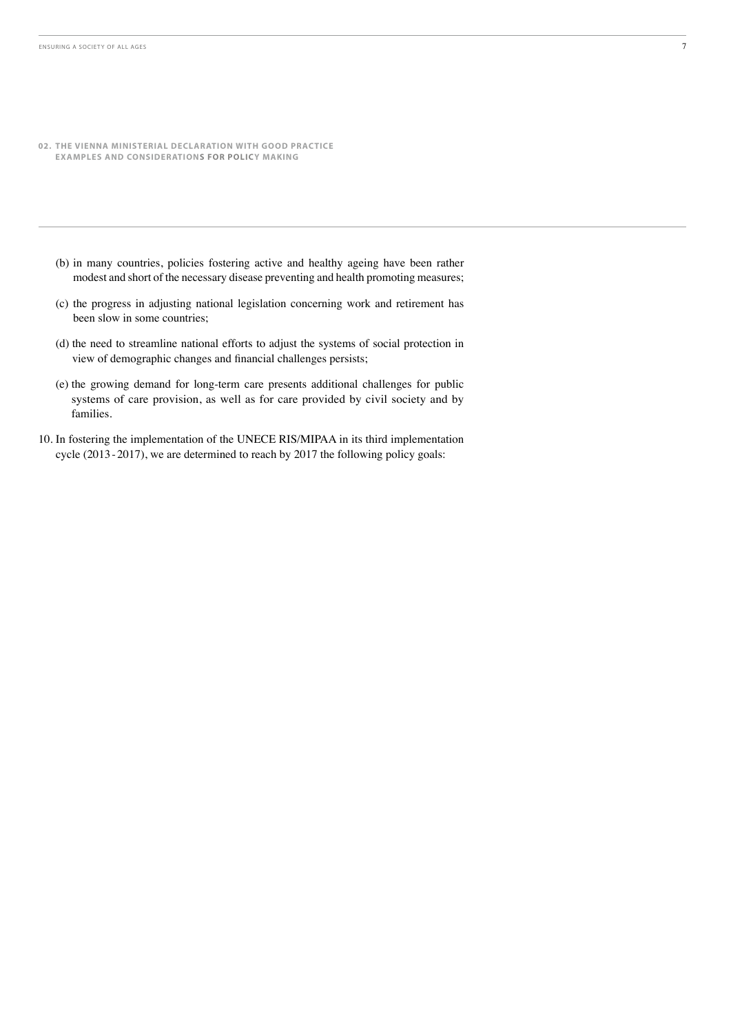## 02. THE VIENNA MINISTERIAL DECLARATION WITH GOOD PRACTICE EXAMPLES AND CONSIDERATIONS FOR POLICY MAKING

(b) in many countries, policies fostering active and healthy ageing have been rather modest and short of the necessary disease preventing and health promoting measures;

(c) the progress in adjusting national legislation concerning work and retirement has been slow in some countries;

(d) the need to streamline national efforts to adjust the systems of social protection in view of demographic changes and financial challenges persists;

(e) the growing demand for long-term care presents additional challenges for public systems of care provision, as well as for care provided by civil society and by families.

10. In fostering the implementation of the UNECE RIS/MIPAA in its third implementation cycle (2013 - 2017), we are determined to reach by 2017 the following policy goals: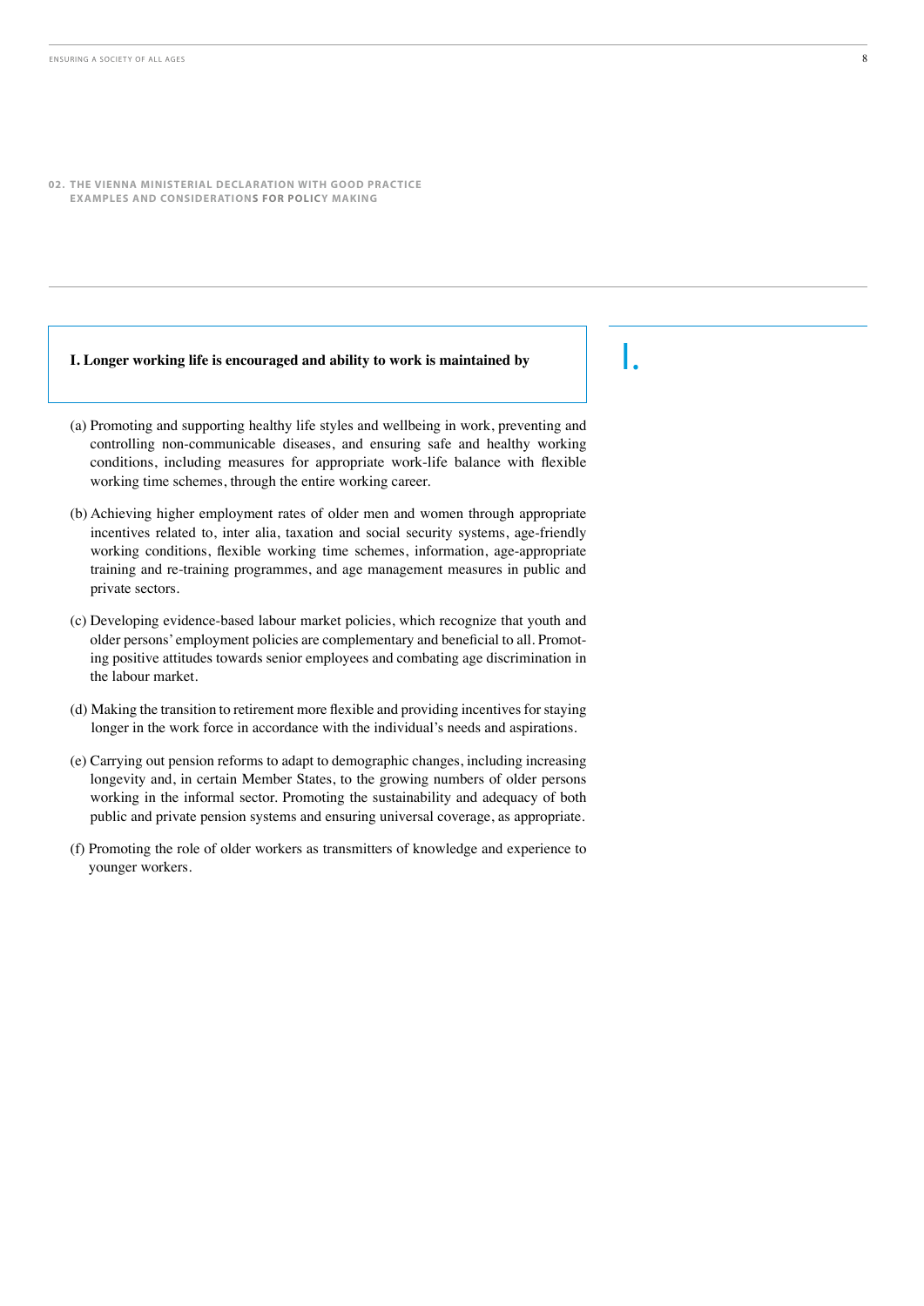**02. THE VIENNA MINISTERIAL DECLARATION WITH GOOD PRACTICE EXAMPLES AND CONSIDERATIONS FOR POLICY MAKING**

## I. Longer working life is encouraged and ability to work is maintained by

(a) Promoting and supporting healthy life styles and wellbeing in work, preventing and controlling non-communicable diseases, and ensuring safe and healthy working conditions, including measures for appropriate work-life balance with flexible working time schemes, through the entire working career.

(b) Achieving higher employment rates of older men and women through appropriate incentives related to, inter alia, taxation and social security systems, age-friendly working conditions, flexible working time schemes, information, age-appropriate training and re-training programmes, and age management measures in public and private sectors.

(c) Developing evidence-based labour market policies, which recognize that youth and older persons' employment policies are complementary and beneficial to all. Promoting positive attitudes towards senior employees and combating age discrimination in the labour market.

(d) Making the transition to retirement more flexible and providing incentives for staying longer in the work force in accordance with the individual's needs and aspirations.

(e) Carrying out pension reforms to adapt to demographic changes, including increasing longevity and, in certain Member States, to the growing numbers of older persons working in the informal sector. Promoting the sustainability and adequacy of both public and private pension systems and ensuring universal coverage, as appropriate.

(f) Promoting the role of older workers as transmitters of knowledge and experience to younger workers.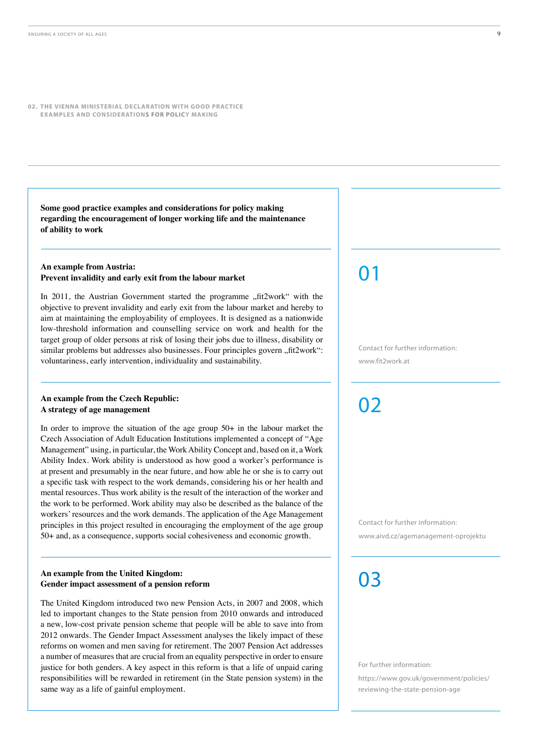## 02. THE VIENNA MINISTERIAL DECLARATION WITH GOOD PRACTICE EXAMPLES AND CONSIDERATIONS FOR POLICY MAKING

**Some good practice examples and considerations for policy making regarding the encouragement of longer working life and the maintenance of ability to work**

### 01

**An example from Austria:**
**Prevent invalidity and early exit from the labour market**

In 2011, the Austrian Government started the programme „fit2work" with the objective to prevent invalidity and early exit from the labour market and hereby to aim at maintaining the employability of employees. It is designed as a nationwide low-threshold information and counselling service on work and health for the target group of older persons at risk of losing their jobs due to illness, disability or similar problems but addresses also businesses. Four principles govern „fit2work": voluntariness, early intervention, individuality and sustainability.

Contact for further information:
www.fit2work.at

### 02

**An example from the Czech Republic:**
**A strategy of age management**

In order to improve the situation of the age group 50+ in the labour market the Czech Association of Adult Education Institutions implemented a concept of "Age Management" using, in particular, the Work Ability Concept and, based on it, a Work Ability Index. Work ability is understood as how good a worker's performance is at present and presumably in the near future, and how able he or she is to carry out a specific task with respect to the work demands, considering his or her health and mental resources. Thus work ability is the result of the interaction of the worker and the work to be performed. Work ability may also be described as the balance of the workers' resources and the work demands. The application of the Age Management principles in this project resulted in encouraging the employment of the age group 50+ and, as a consequence, supports social cohesiveness and economic growth.

Contact for further information:
www.aivd.cz/agemanagement-oprojektu

### 03

**An example from the United Kingdom:**
**Gender impact assessment of a pension reform**

The United Kingdom introduced two new Pension Acts, in 2007 and 2008, which led to important changes to the State pension from 2010 onwards and introduced a new, low-cost private pension scheme that people will be able to save into from 2012 onwards. The Gender Impact Assessment analyses the likely impact of these reforms on women and men saving for retirement. The 2007 Pension Act addresses a number of measures that are crucial from an equality perspective in order to ensure justice for both genders. A key aspect in this reform is that a life of unpaid caring responsibilities will be rewarded in retirement (in the State pension system) in the same way as a life of gainful employment.

For further information:
https://www.gov.uk/government/policies/reviewing-the-state-pension-age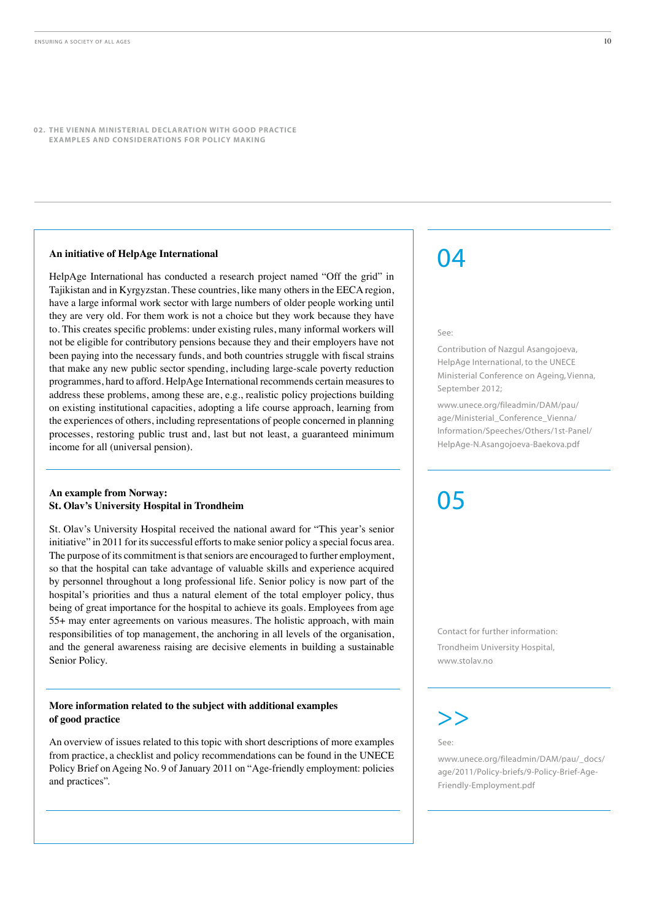02. THE VIENNA MINISTERIAL DECLARATION WITH GOOD PRACTICE EXAMPLES AND CONSIDERATIONS FOR POLICY MAKING

**An initiative of HelpAge International**

HelpAge International has conducted a research project named "Off the grid" in Tajikistan and in Kyrgyzstan. These countries, like many others in the EECA region, have a large informal work sector with large numbers of older people working until they are very old. For them work is not a choice but they work because they have to. This creates specific problems: under existing rules, many informal workers will not be eligible for contributory pensions because they and their employers have not been paying into the necessary funds, and both countries struggle with fiscal strains that make any new public sector spending, including large-scale poverty reduction programmes, hard to afford. HelpAge International recommends certain measures to address these problems, among these are, e.g., realistic policy projections building on existing institutional capacities, adopting a life course approach, learning from the experiences of others, including representations of people concerned in planning processes, restoring public trust and, last but not least, a guaranteed minimum income for all (universal pension).

04

See:

Contribution of Nazgul Asangojoeva, HelpAge International, to the UNECE Ministerial Conference on Ageing, Vienna, September 2012;

www.unece.org/fileadmin/DAM/pau/age/Ministerial_Conference_Vienna/Information/Speeches/Others/1st-Panel/HelpAge-N.Asangojoeva-Baekova.pdf

**An example from Norway:**
**St. Olav's University Hospital in Trondheim**

St. Olav's University Hospital received the national award for "This year's senior initiative" in 2011 for its successful efforts to make senior policy a special focus area. The purpose of its commitment is that seniors are encouraged to further employment, so that the hospital can take advantage of valuable skills and experience acquired by personnel throughout a long professional life. Senior policy is now part of the hospital's priorities and thus a natural element of the total employer policy, thus being of great importance for the hospital to achieve its goals. Employees from age 55+ may enter agreements on various measures. The holistic approach, with main responsibilities of top management, the anchoring in all levels of the organisation, and the general awareness raising are decisive elements in building a sustainable Senior Policy.

05

Contact for further information:

Trondheim University Hospital, www.stolav.no

**More information related to the subject with additional examples of good practice**

An overview of issues related to this topic with short descriptions of more examples from practice, a checklist and policy recommendations can be found in the UNECE Policy Brief on Ageing No. 9 of January 2011 on "Age-friendly employment: policies and practices".

>>

See:

www.unece.org/fileadmin/DAM/pau/_docs/age/2011/Policy-briefs/9-Policy-Brief-Age-Friendly-Employment.pdf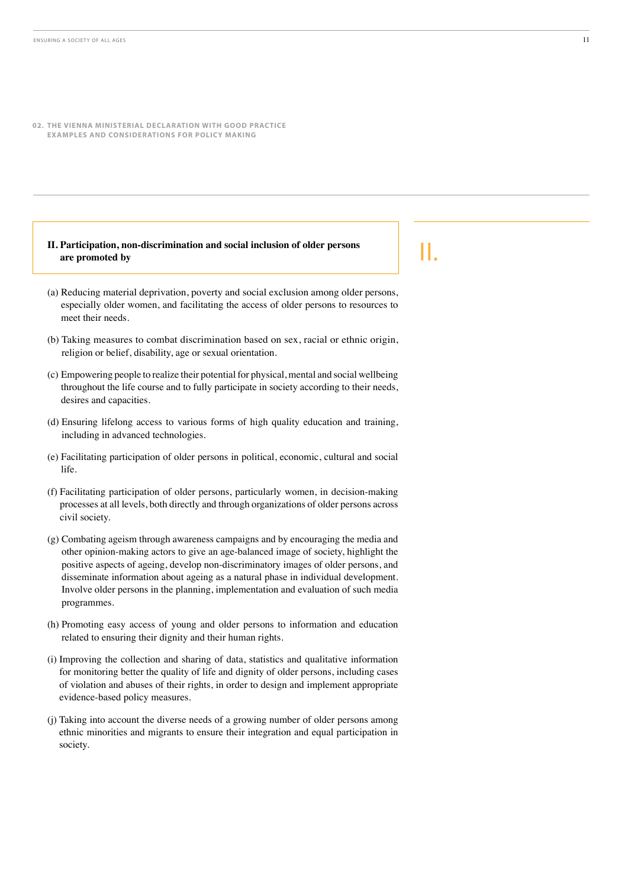## 02. THE VIENNA MINISTERIAL DECLARATION WITH GOOD PRACTICE EXAMPLES AND CONSIDERATIONS FOR POLICY MAKING

**II. Participation, non-discrimination and social inclusion of older persons are promoted by**

II.

(a) Reducing material deprivation, poverty and social exclusion among older persons, especially older women, and facilitating the access of older persons to resources to meet their needs.

(b) Taking measures to combat discrimination based on sex, racial or ethnic origin, religion or belief, disability, age or sexual orientation.

(c) Empowering people to realize their potential for physical, mental and social wellbeing throughout the life course and to fully participate in society according to their needs, desires and capacities.

(d) Ensuring lifelong access to various forms of high quality education and training, including in advanced technologies.

(e) Facilitating participation of older persons in political, economic, cultural and social life.

(f) Facilitating participation of older persons, particularly women, in decision-making processes at all levels, both directly and through organizations of older persons across civil society.

(g) Combating ageism through awareness campaigns and by encouraging the media and other opinion-making actors to give an age-balanced image of society, highlight the positive aspects of ageing, develop non-discriminatory images of older persons, and disseminate information about ageing as a natural phase in individual development. Involve older persons in the planning, implementation and evaluation of such media programmes.

(h) Promoting easy access of young and older persons to information and education related to ensuring their dignity and their human rights.

(i) Improving the collection and sharing of data, statistics and qualitative information for monitoring better the quality of life and dignity of older persons, including cases of violation and abuses of their rights, in order to design and implement appropriate evidence-based policy measures.

(j) Taking into account the diverse needs of a growing number of older persons among ethnic minorities and migrants to ensure their integration and equal participation in society.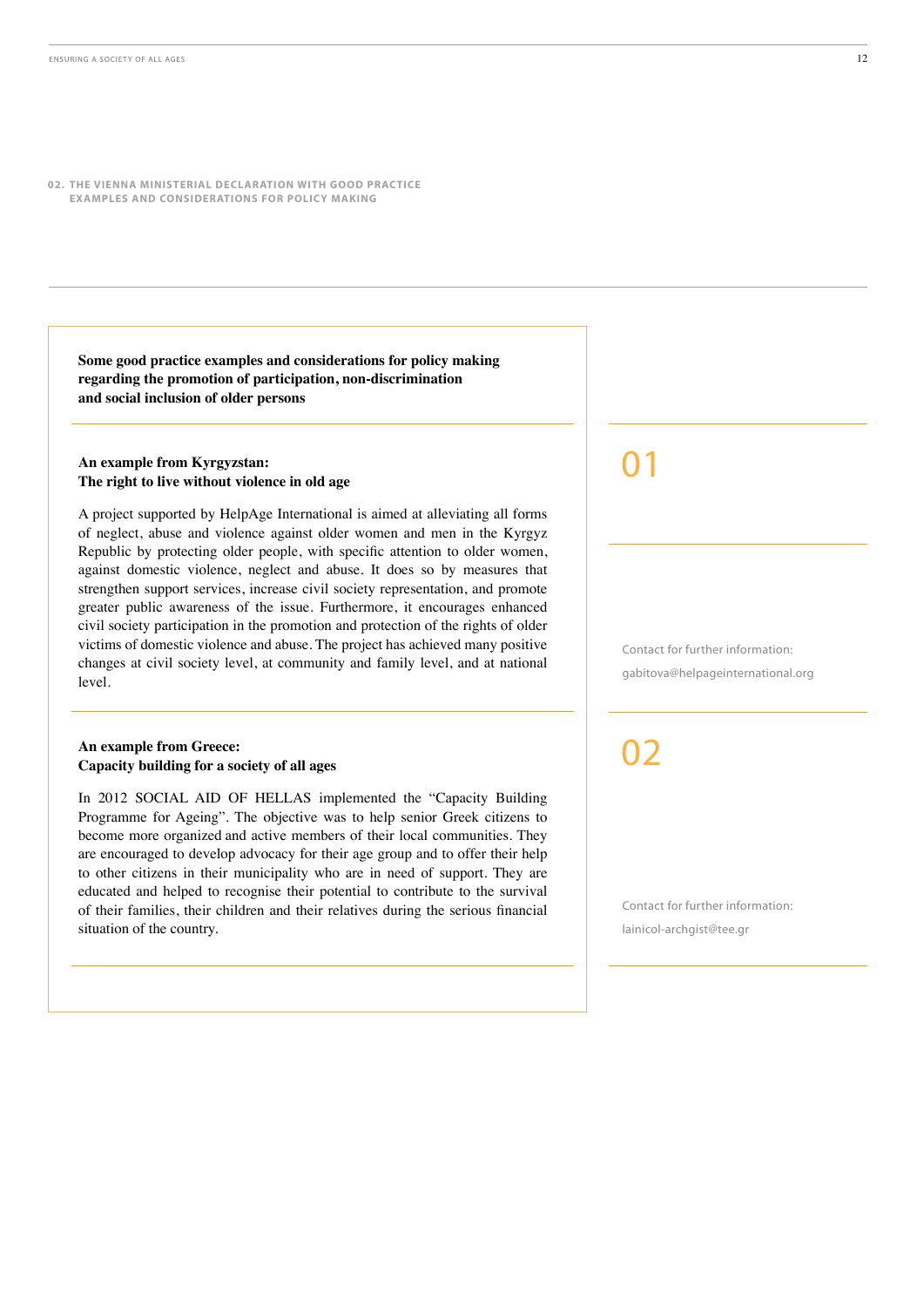**02. THE VIENNA MINISTERIAL DECLARATION WITH GOOD PRACTICE EXAMPLES AND CONSIDERATIONS FOR POLICY MAKING**

**Some good practice examples and considerations for policy making regarding the promotion of participation, non-discrimination and social inclusion of older persons**

## 01

### An example from Kyrgyzstan: The right to live without violence in old age

A project supported by HelpAge International is aimed at alleviating all forms of neglect, abuse and violence against older women and men in the Kyrgyz Republic by protecting older people, with specific attention to older women, against domestic violence, neglect and abuse. It does so by measures that strengthen support services, increase civil society representation, and promote greater public awareness of the issue. Furthermore, it encourages enhanced civil society participation in the promotion and protection of the rights of older victims of domestic violence and abuse. The project has achieved many positive changes at civil society level, at community and family level, and at national level.

Contact for further information:
gabitova@helpageinternational.org

## 02

### An example from Greece: Capacity building for a society of all ages

In 2012 SOCIAL AID OF HELLAS implemented the "Capacity Building Programme for Ageing". The objective was to help senior Greek citizens to become more organized and active members of their local communities. They are encouraged to develop advocacy for their age group and to offer their help to other citizens in their municipality who are in need of support. They are educated and helped to recognise their potential to contribute to the survival of their families, their children and their relatives during the serious financial situation of the country.

Contact for further information:
lainicol-archgist@tee.gr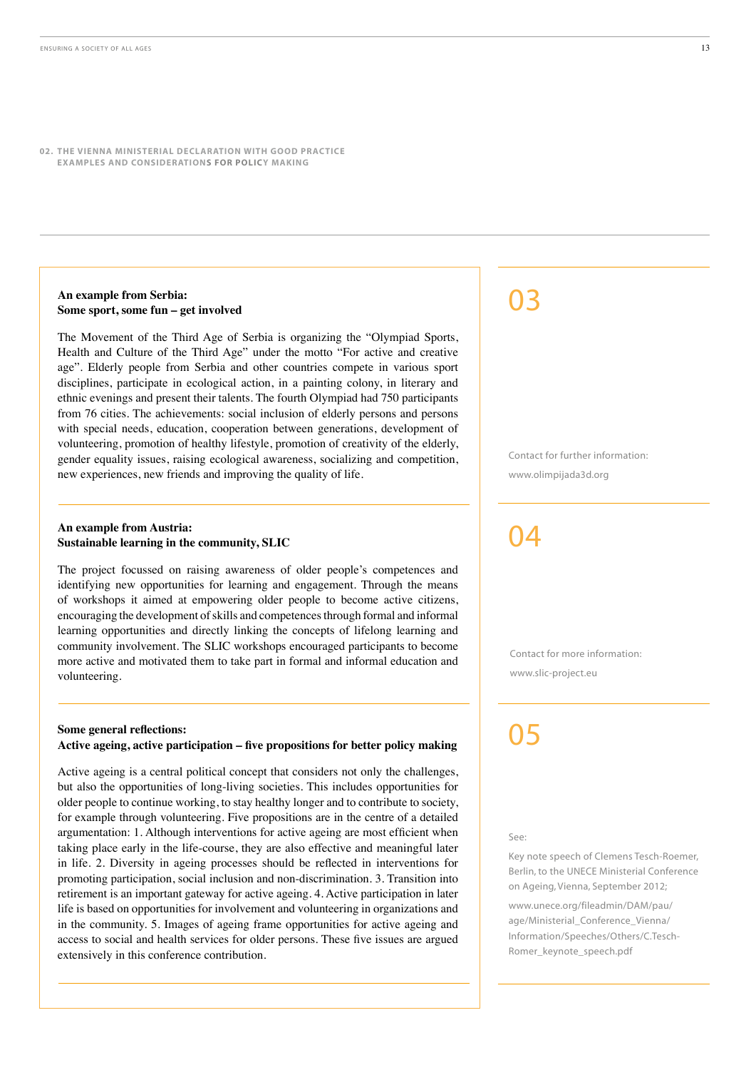## 02. THE VIENNA MINISTERIAL DECLARATION WITH GOOD PRACTICE EXAMPLES AND CONSIDERATIONS FOR POLICY MAKING

### An example from Serbia: Some sport, some fun – get involved

03

The Movement of the Third Age of Serbia is organizing the "Olympiad Sports, Health and Culture of the Third Age" under the motto "For active and creative age". Elderly people from Serbia and other countries compete in various sport disciplines, participate in ecological action, in a painting colony, in literary and ethnic evenings and present their talents. The fourth Olympiad had 750 participants from 76 cities. The achievements: social inclusion of elderly persons and persons with special needs, education, cooperation between generations, development of volunteering, promotion of healthy lifestyle, promotion of creativity of the elderly, gender equality issues, raising ecological awareness, socializing and competition, new experiences, new friends and improving the quality of life.

Contact for further information:

www.olimpijada3d.org

### An example from Austria: Sustainable learning in the community, SLIC

04

The project focussed on raising awareness of older people's competences and identifying new opportunities for learning and engagement. Through the means of workshops it aimed at empowering older people to become active citizens, encouraging the development of skills and competences through formal and informal learning opportunities and directly linking the concepts of lifelong learning and community involvement. The SLIC workshops encouraged participants to become more active and motivated them to take part in formal and informal education and volunteering.

Contact for more information:

www.slic-project.eu

### Some general reflections: Active ageing, active participation – five propositions for better policy making

05

Active ageing is a central political concept that considers not only the challenges, but also the opportunities of long-living societies. This includes opportunities for older people to continue working, to stay healthy longer and to contribute to society, for example through volunteering. Five propositions are in the centre of a detailed argumentation: 1. Although interventions for active ageing are most efficient when taking place early in the life-course, they are also effective and meaningful later in life. 2. Diversity in ageing processes should be reflected in interventions for promoting participation, social inclusion and non-discrimination. 3. Transition into retirement is an important gateway for active ageing. 4. Active participation in later life is based on opportunities for involvement and volunteering in organizations and in the community. 5. Images of ageing frame opportunities for active ageing and access to social and health services for older persons. These five issues are argued extensively in this conference contribution.

See:

Key note speech of Clemens Tesch-Roemer, Berlin, to the UNECE Ministerial Conference on Ageing, Vienna, September 2012;

www.unece.org/fileadmin/DAM/pau/age/Ministerial_Conference_Vienna/Information/Speeches/Others/C.Tesch-Romer_keynote_speech.pdf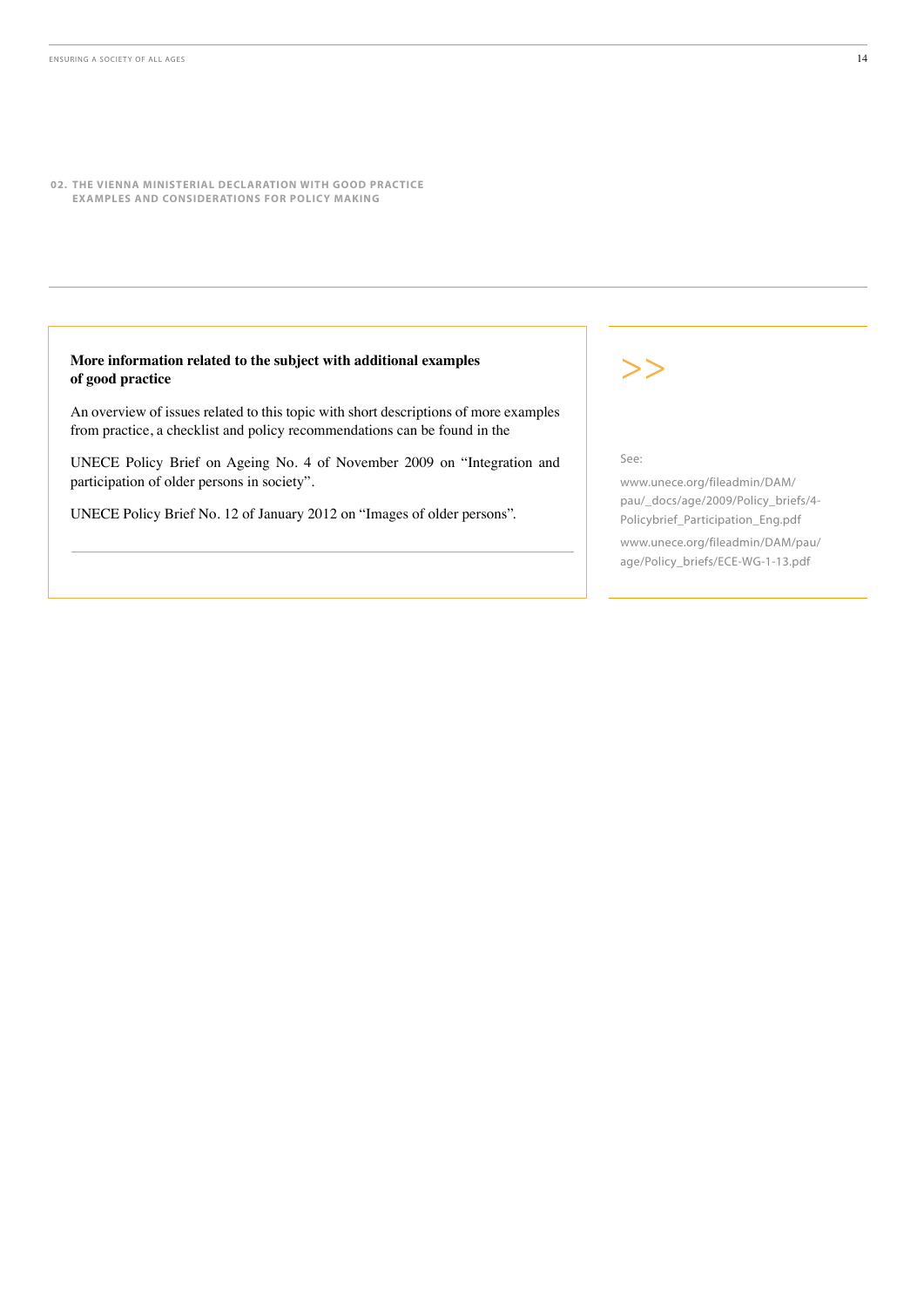02. THE VIENNA MINISTERIAL DECLARATION WITH GOOD PRACTICE EXAMPLES AND CONSIDERATIONS FOR POLICY MAKING

**More information related to the subject with additional examples of good practice**

An overview of issues related to this topic with short descriptions of more examples from practice, a checklist and policy recommendations can be found in the

UNECE Policy Brief on Ageing No. 4 of November 2009 on "Integration and participation of older persons in society".

UNECE Policy Brief No. 12 of January 2012 on "Images of older persons".

>>

See:

www.unece.org/fileadmin/DAM/pau/_docs/age/2009/Policy_briefs/4-Policybrief_Participation_Eng.pdf

www.unece.org/fileadmin/DAM/pau/age/Policy_briefs/ECE-WG-1-13.pdf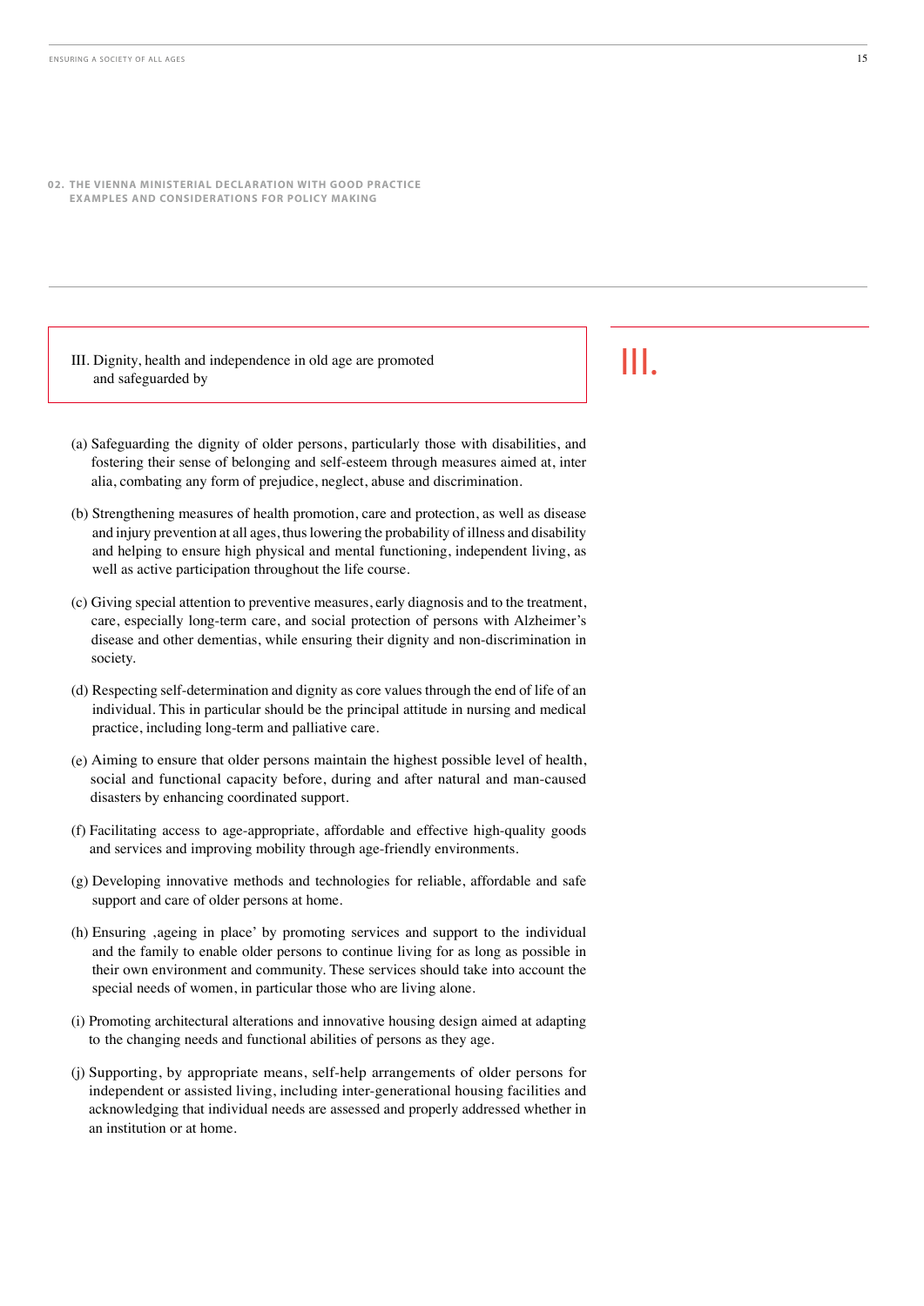**02. THE VIENNA MINISTERIAL DECLARATION WITH GOOD PRACTICE EXAMPLES AND CONSIDERATIONS FOR POLICY MAKING**

# III.

III. Dignity, health and independence in old age are promoted and safeguarded by

(a) Safeguarding the dignity of older persons, particularly those with disabilities, and fostering their sense of belonging and self-esteem through measures aimed at, inter alia, combating any form of prejudice, neglect, abuse and discrimination.

(b) Strengthening measures of health promotion, care and protection, as well as disease and injury prevention at all ages, thus lowering the probability of illness and disability and helping to ensure high physical and mental functioning, independent living, as well as active participation throughout the life course.

(c) Giving special attention to preventive measures, early diagnosis and to the treatment, care, especially long-term care, and social protection of persons with Alzheimer's disease and other dementias, while ensuring their dignity and non-discrimination in society.

(d) Respecting self-determination and dignity as core values through the end of life of an individual. This in particular should be the principal attitude in nursing and medical practice, including long-term and palliative care.

(e) Aiming to ensure that older persons maintain the highest possible level of health, social and functional capacity before, during and after natural and man-caused disasters by enhancing coordinated support.

(f) Facilitating access to age-appropriate, affordable and effective high-quality goods and services and improving mobility through age-friendly environments.

(g) Developing innovative methods and technologies for reliable, affordable and safe support and care of older persons at home.

(h) Ensuring ‚ageing in place' by promoting services and support to the individual and the family to enable older persons to continue living for as long as possible in their own environment and community. These services should take into account the special needs of women, in particular those who are living alone.

(i) Promoting architectural alterations and innovative housing design aimed at adapting to the changing needs and functional abilities of persons as they age.

(j) Supporting, by appropriate means, self-help arrangements of older persons for independent or assisted living, including inter-generational housing facilities and acknowledging that individual needs are assessed and properly addressed whether in an institution or at home.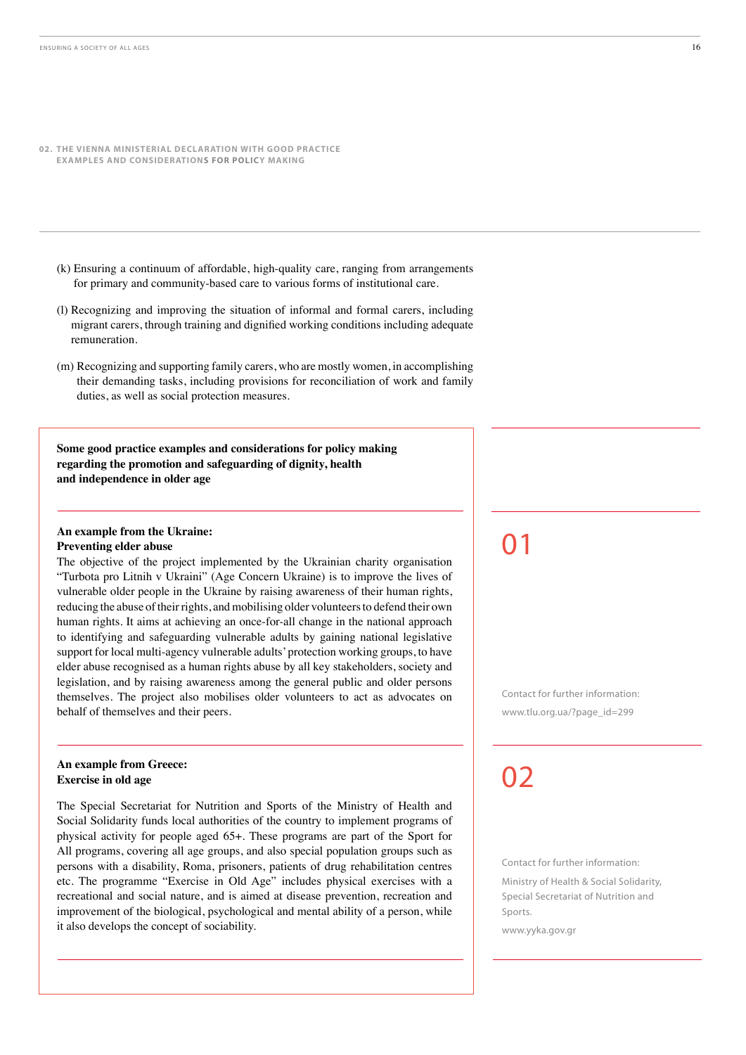## 02. THE VIENNA MINISTERIAL DECLARATION WITH GOOD PRACTICE EXAMPLES AND CONSIDERATIONS FOR POLICY MAKING

(k) Ensuring a continuum of affordable, high-quality care, ranging from arrangements for primary and community-based care to various forms of institutional care.

(l) Recognizing and improving the situation of informal and formal carers, including migrant carers, through training and dignified working conditions including adequate remuneration.

(m) Recognizing and supporting family carers, who are mostly women, in accomplishing their demanding tasks, including provisions for reconciliation of work and family duties, as well as social protection measures.

**Some good practice examples and considerations for policy making regarding the promotion and safeguarding of dignity, health and independence in older age**

### 01

**An example from the Ukraine: Preventing elder abuse**

The objective of the project implemented by the Ukrainian charity organisation "Turbota pro Litnih v Ukraini" (Age Concern Ukraine) is to improve the lives of vulnerable older people in the Ukraine by raising awareness of their human rights, reducing the abuse of their rights, and mobilising older volunteers to defend their own human rights. It aims at achieving an once-for-all change in the national approach to identifying and safeguarding vulnerable adults by gaining national legislative support for local multi-agency vulnerable adults' protection working groups, to have elder abuse recognised as a human rights abuse by all key stakeholders, society and legislation, and by raising awareness among the general public and older persons themselves. The project also mobilises older volunteers to act as advocates on behalf of themselves and their peers.

Contact for further information:

www.tlu.org.ua/?page_id=299

### 02

**An example from Greece: Exercise in old age**

The Special Secretariat for Nutrition and Sports of the Ministry of Health and Social Solidarity funds local authorities of the country to implement programs of physical activity for people aged 65+. These programs are part of the Sport for All programs, covering all age groups, and also special population groups such as persons with a disability, Roma, prisoners, patients of drug rehabilitation centres etc. The programme "Exercise in Old Age" includes physical exercises with a recreational and social nature, and is aimed at disease prevention, recreation and improvement of the biological, psychological and mental ability of a person, while it also develops the concept of sociability.

Contact for further information:

Ministry of Health & Social Solidarity, Special Secretariat of Nutrition and Sports.

www.yyka.gov.gr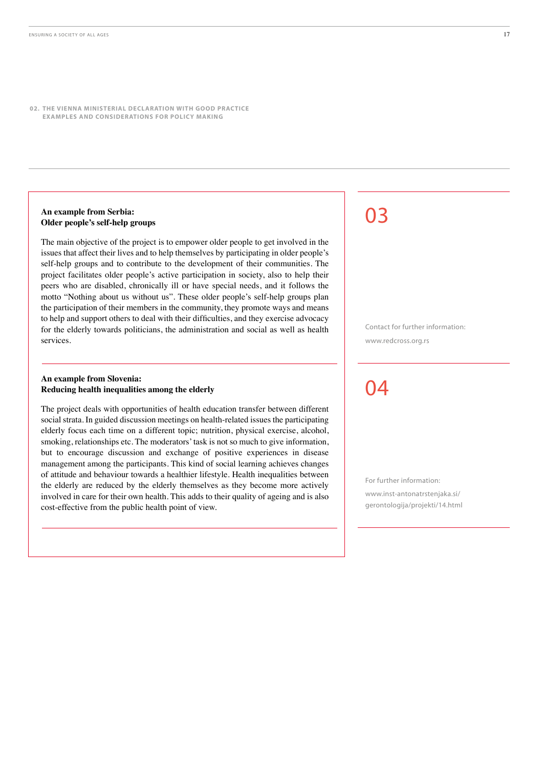02. THE VIENNA MINISTERIAL DECLARATION WITH GOOD PRACTICE EXAMPLES AND CONSIDERATIONS FOR POLICY MAKING

## 03

### An example from Serbia: Older people's self-help groups

The main objective of the project is to empower older people to get involved in the issues that affect their lives and to help themselves by participating in older people's self-help groups and to contribute to the development of their communities. The project facilitates older people's active participation in society, also to help their peers who are disabled, chronically ill or have special needs, and it follows the motto "Nothing about us without us". These older people's self-help groups plan the participation of their members in the community, they promote ways and means to help and support others to deal with their difficulties, and they exercise advocacy for the elderly towards politicians, the administration and social as well as health services.

Contact for further information:

www.redcross.org.rs

## 04

### An example from Slovenia: Reducing health inequalities among the elderly

The project deals with opportunities of health education transfer between different social strata. In guided discussion meetings on health-related issues the participating elderly focus each time on a different topic; nutrition, physical exercise, alcohol, smoking, relationships etc. The moderators' task is not so much to give information, but to encourage discussion and exchange of positive experiences in disease management among the participants. This kind of social learning achieves changes of attitude and behaviour towards a healthier lifestyle. Health inequalities between the elderly are reduced by the elderly themselves as they become more actively involved in care for their own health. This adds to their quality of ageing and is also cost-effective from the public health point of view.

For further information:

www.inst-antonatrstenjaka.si/gerontologija/projekti/14.html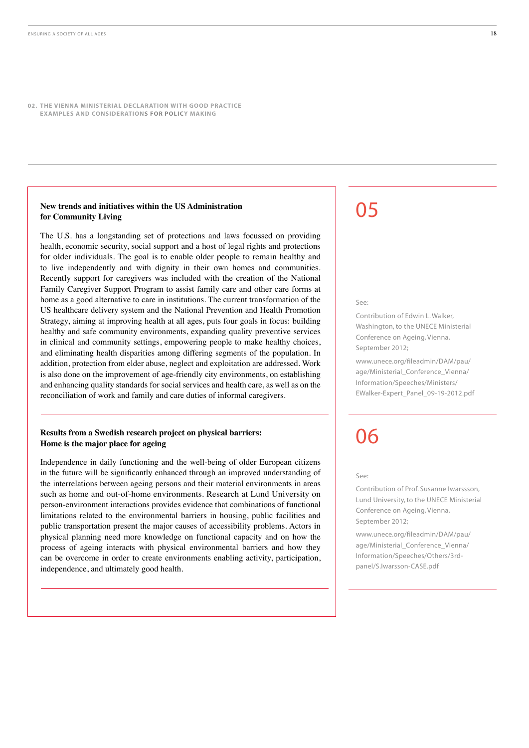02. THE VIENNA MINISTERIAL DECLARATION WITH GOOD PRACTICE EXAMPLES AND CONSIDERATIONS FOR POLICY MAKING

### New trends and initiatives within the US Administration for Community Living

The U.S. has a longstanding set of protections and laws focussed on providing health, economic security, social support and a host of legal rights and protections for older individuals. The goal is to enable older people to remain healthy and to live independently and with dignity in their own homes and communities. Recently support for caregivers was included with the creation of the National Family Caregiver Support Program to assist family care and other care forms at home as a good alternative to care in institutions. The current transformation of the US healthcare delivery system and the National Prevention and Health Promotion Strategy, aiming at improving health at all ages, puts four goals in focus: building healthy and safe community environments, expanding quality preventive services in clinical and community settings, empowering people to make healthy choices, and eliminating health disparities among differing segments of the population. In addition, protection from elder abuse, neglect and exploitation are addressed. Work is also done on the improvement of age-friendly city environments, on establishing and enhancing quality standards for social services and health care, as well as on the reconciliation of work and family and care duties of informal caregivers.

05

See:

Contribution of Edwin L. Walker, Washington, to the UNECE Ministerial Conference on Ageing, Vienna, September 2012;

www.unece.org/fileadmin/DAM/pau/age/Ministerial_Conference_Vienna/Information/Speeches/Ministers/EWalker-Expert_Panel_09-19-2012.pdf

### Results from a Swedish research project on physical barriers: Home is the major place for ageing

Independence in daily functioning and the well-being of older European citizens in the future will be significantly enhanced through an improved understanding of the interrelations between ageing persons and their material environments in areas such as home and out-of-home environments. Research at Lund University on person-environment interactions provides evidence that combinations of functional limitations related to the environmental barriers in housing, public facilities and public transportation present the major causes of accessibility problems. Actors in physical planning need more knowledge on functional capacity and on how the process of ageing interacts with physical environmental barriers and how they can be overcome in order to create environments enabling activity, participation, independence, and ultimately good health.

06

See:

Contribution of Prof. Susanne Iwarssson, Lund University, to the UNECE Ministerial Conference on Ageing, Vienna, September 2012;

www.unece.org/fileadmin/DAM/pau/age/Ministerial_Conference_Vienna/Information/Speeches/Others/3rd-panel/S.Iwarsson-CASE.pdf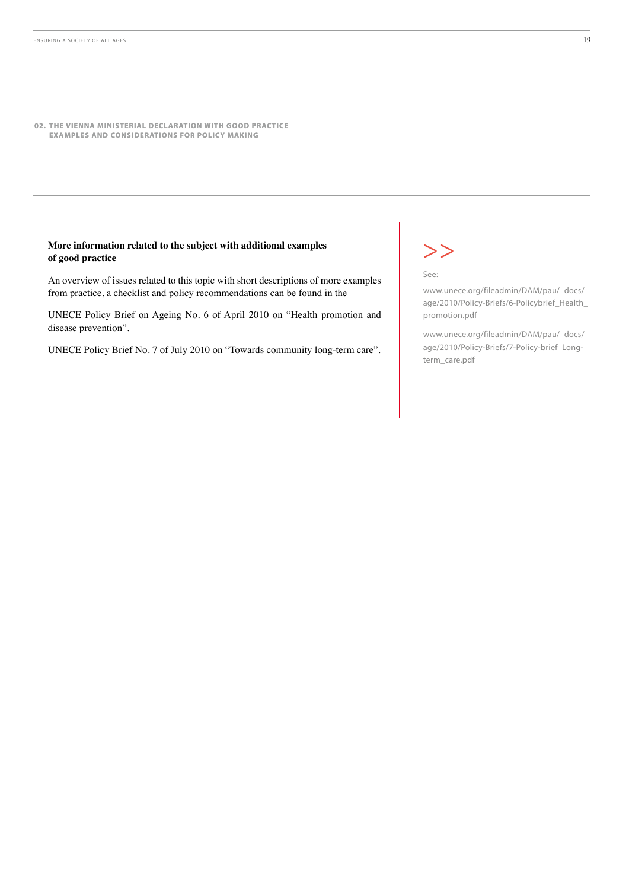**02. THE VIENNA MINISTERIAL DECLARATION WITH GOOD PRACTICE EXAMPLES AND CONSIDERATIONS FOR POLICY MAKING**

**More information related to the subject with additional examples of good practice**

An overview of issues related to this topic with short descriptions of more examples from practice, a checklist and policy recommendations can be found in the

UNECE Policy Brief on Ageing No. 6 of April 2010 on "Health promotion and disease prevention".

UNECE Policy Brief No. 7 of July 2010 on "Towards community long-term care".

>>

See:

www.unece.org/fileadmin/DAM/pau/_docs/age/2010/Policy-Briefs/6-Policybrief_Health_promotion.pdf

www.unece.org/fileadmin/DAM/pau/_docs/age/2010/Policy-Briefs/7-Policy-brief_Long-term_care.pdf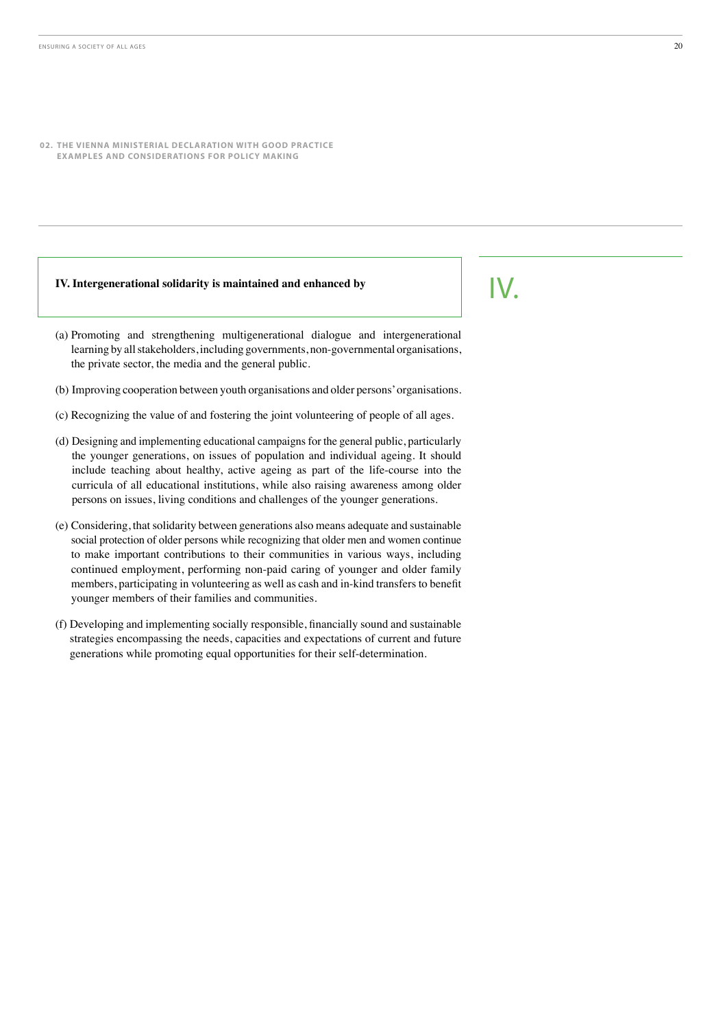**02. THE VIENNA MINISTERIAL DECLARATION WITH GOOD PRACTICE EXAMPLES AND CONSIDERATIONS FOR POLICY MAKING**

## IV. Intergenerational solidarity is maintained and enhanced by

IV.

(a) Promoting and strengthening multigenerational dialogue and intergenerational learning by all stakeholders, including governments, non-governmental organisations, the private sector, the media and the general public.

(b) Improving cooperation between youth organisations and older persons' organisations.

(c) Recognizing the value of and fostering the joint volunteering of people of all ages.

(d) Designing and implementing educational campaigns for the general public, particularly the younger generations, on issues of population and individual ageing. It should include teaching about healthy, active ageing as part of the life-course into the curricula of all educational institutions, while also raising awareness among older persons on issues, living conditions and challenges of the younger generations.

(e) Considering, that solidarity between generations also means adequate and sustainable social protection of older persons while recognizing that older men and women continue to make important contributions to their communities in various ways, including continued employment, performing non-paid caring of younger and older family members, participating in volunteering as well as cash and in-kind transfers to benefit younger members of their families and communities.

(f) Developing and implementing socially responsible, financially sound and sustainable strategies encompassing the needs, capacities and expectations of current and future generations while promoting equal opportunities for their self-determination.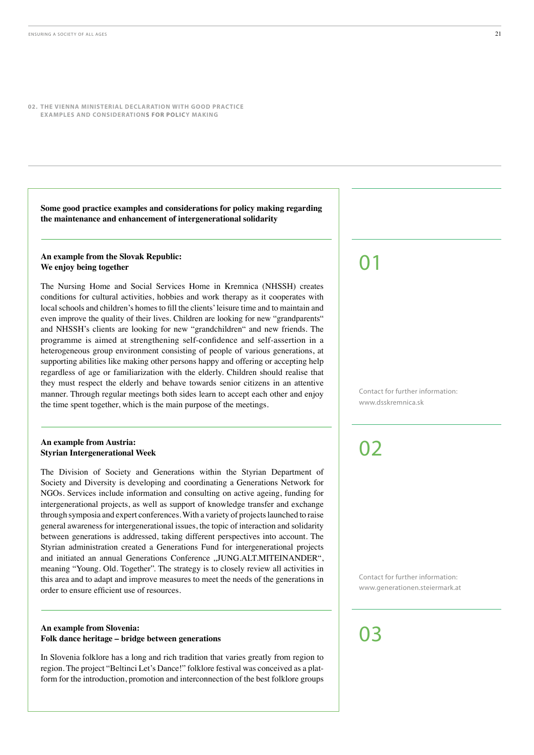**02. THE VIENNA MINISTERIAL DECLARATION WITH GOOD PRACTICE EXAMPLES AND CONSIDERATIONS FOR POLICY MAKING**

**Some good practice examples and considerations for policy making regarding the maintenance and enhancement of intergenerational solidarity**

## 01

### An example from the Slovak Republic: We enjoy being together

The Nursing Home and Social Services Home in Kremnica (NHSSH) creates conditions for cultural activities, hobbies and work therapy as it cooperates with local schools and children's homes to fill the clients' leisure time and to maintain and even improve the quality of their lives. Children are looking for new "grandparents" and NHSSH's clients are looking for new "grandchildren" and new friends. The programme is aimed at strengthening self-confidence and self-assertion in a heterogeneous group environment consisting of people of various generations, at supporting abilities like making other persons happy and offering or accepting help regardless of age or familiarization with the elderly. Children should realise that they must respect the elderly and behave towards senior citizens in an attentive manner. Through regular meetings both sides learn to accept each other and enjoy the time spent together, which is the main purpose of the meetings.

Contact for further information:
www.dsskremnica.sk

## 02

### An example from Austria: Styrian Intergenerational Week

The Division of Society and Generations within the Styrian Department of Society and Diversity is developing and coordinating a Generations Network for NGOs. Services include information and consulting on active ageing, funding for intergenerational projects, as well as support of knowledge transfer and exchange through symposia and expert conferences. With a variety of projects launched to raise general awareness for intergenerational issues, the topic of interaction and solidarity between generations is addressed, taking different perspectives into account. The Styrian administration created a Generations Fund for intergenerational projects and initiated an annual Generations Conference „JUNG.ALT.MITEINANDER", meaning "Young. Old. Together". The strategy is to closely review all activities in this area and to adapt and improve measures to meet the needs of the generations in order to ensure efficient use of resources.

Contact for further information:
www.generationen.steiermark.at

## 03

### An example from Slovenia: Folk dance heritage – bridge between generations

In Slovenia folklore has a long and rich tradition that varies greatly from region to region. The project "Beltinci Let's Dance!" folklore festival was conceived as a platform for the introduction, promotion and interconnection of the best folklore groups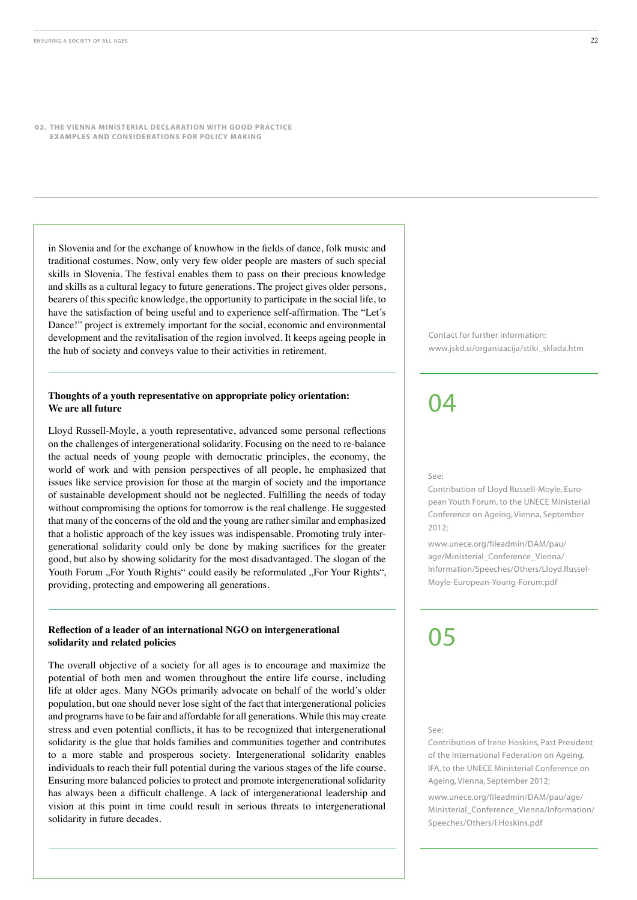**02. THE VIENNA MINISTERIAL DECLARATION WITH GOOD PRACTICE EXAMPLES AND CONSIDERATIONS FOR POLICY MAKING**

in Slovenia and for the exchange of knowhow in the fields of dance, folk music and traditional costumes. Now, only very few older people are masters of such special skills in Slovenia. The festival enables them to pass on their precious knowledge and skills as a cultural legacy to future generations. The project gives older persons, bearers of this specific knowledge, the opportunity to participate in the social life, to have the satisfaction of being useful and to experience self-affirmation. The "Let's Dance!" project is extremely important for the social, economic and environmental development and the revitalisation of the region involved. It keeps ageing people in the hub of society and conveys value to their activities in retirement.

Contact for further information: www.jskd.si/organizacija/stiki_sklada.htm

### Thoughts of a youth representative on appropriate policy orientation: We are all future

04

Lloyd Russell-Moyle, a youth representative, advanced some personal reflections on the challenges of intergenerational solidarity. Focusing on the need to re-balance the actual needs of young people with democratic principles, the economy, the world of work and with pension perspectives of all people, he emphasized that issues like service provision for those at the margin of society and the importance of sustainable development should not be neglected. Fulfilling the needs of today without compromising the options for tomorrow is the real challenge. He suggested that many of the concerns of the old and the young are rather similar and emphasized that a holistic approach of the key issues was indispensable. Promoting truly intergenerational solidarity could only be done by making sacrifices for the greater good, but also by showing solidarity for the most disadvantaged. The slogan of the Youth Forum „For Youth Rights" could easily be reformulated „For Your Rights", providing, protecting and empowering all generations.

See:
Contribution of Lloyd Russell-Moyle, European Youth Forum, to the UNECE Ministerial Conference on Ageing, Vienna, September 2012;

www.unece.org/fileadmin/DAM/pau/age/Ministerial_Conference_Vienna/Information/Speeches/Others/Lloyd.Russel-Moyle-European-Young-Forum.pdf

### Reflection of a leader of an international NGO on intergenerational solidarity and related policies

05

The overall objective of a society for all ages is to encourage and maximize the potential of both men and women throughout the entire life course, including life at older ages. Many NGOs primarily advocate on behalf of the world's older population, but one should never lose sight of the fact that intergenerational policies and programs have to be fair and affordable for all generations. While this may create stress and even potential conflicts, it has to be recognized that intergenerational solidarity is the glue that holds families and communities together and contributes to a more stable and prosperous society. Intergenerational solidarity enables individuals to reach their full potential during the various stages of the life course. Ensuring more balanced policies to protect and promote intergenerational solidarity has always been a difficult challenge. A lack of intergenerational leadership and vision at this point in time could result in serious threats to intergenerational solidarity in future decades.

See:
Contribution of Irene Hoskins, Past President of the International Federation on Ageing, IFA, to the UNECE Ministerial Conference on Ageing, Vienna, September 2012;

www.unece.org/fileadmin/DAM/pau/age/Ministerial_Conference_Vienna/Information/Speeches/Others/I.Hoskins.pdf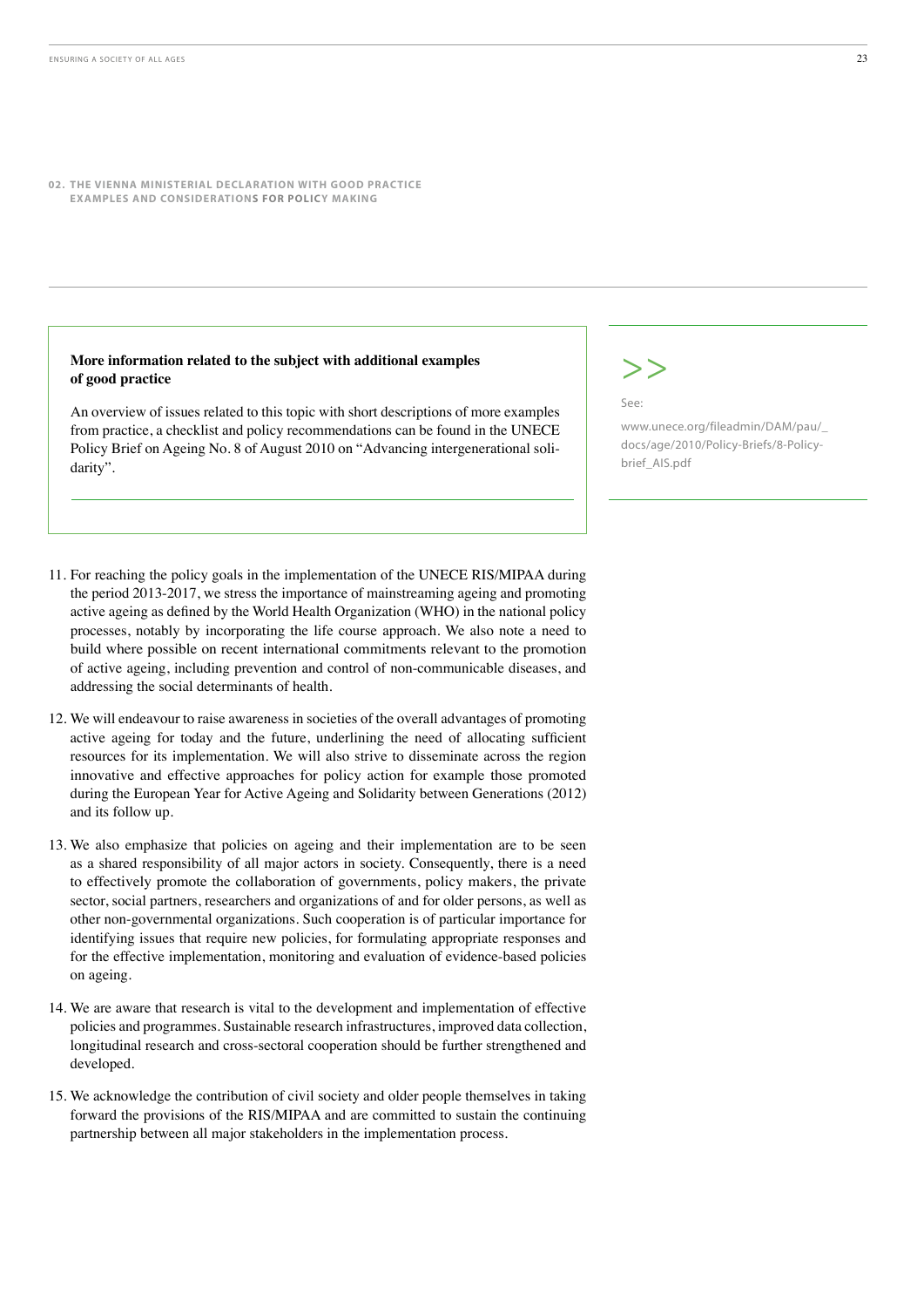## 02. THE VIENNA MINISTERIAL DECLARATION WITH GOOD PRACTICE EXAMPLES AND CONSIDERATIONS FOR POLICY MAKING

**More information related to the subject with additional examples of good practice**

An overview of issues related to this topic with short descriptions of more examples from practice, a checklist and policy recommendations can be found in the UNECE Policy Brief on Ageing No. 8 of August 2010 on "Advancing intergenerational solidarity".

>>

See:

www.unece.org/fileadmin/DAM/pau/_docs/age/2010/Policy-Briefs/8-Policy-brief_AIS.pdf

11. For reaching the policy goals in the implementation of the UNECE RIS/MIPAA during the period 2013-2017, we stress the importance of mainstreaming ageing and promoting active ageing as defined by the World Health Organization (WHO) in the national policy processes, notably by incorporating the life course approach. We also note a need to build where possible on recent international commitments relevant to the promotion of active ageing, including prevention and control of non-communicable diseases, and addressing the social determinants of health.

12. We will endeavour to raise awareness in societies of the overall advantages of promoting active ageing for today and the future, underlining the need of allocating sufficient resources for its implementation. We will also strive to disseminate across the region innovative and effective approaches for policy action for example those promoted during the European Year for Active Ageing and Solidarity between Generations (2012) and its follow up.

13. We also emphasize that policies on ageing and their implementation are to be seen as a shared responsibility of all major actors in society. Consequently, there is a need to effectively promote the collaboration of governments, policy makers, the private sector, social partners, researchers and organizations of and for older persons, as well as other non-governmental organizations. Such cooperation is of particular importance for identifying issues that require new policies, for formulating appropriate responses and for the effective implementation, monitoring and evaluation of evidence-based policies on ageing.

14. We are aware that research is vital to the development and implementation of effective policies and programmes. Sustainable research infrastructures, improved data collection, longitudinal research and cross-sectoral cooperation should be further strengthened and developed.

15. We acknowledge the contribution of civil society and older people themselves in taking forward the provisions of the RIS/MIPAA and are committed to sustain the continuing partnership between all major stakeholders in the implementation process.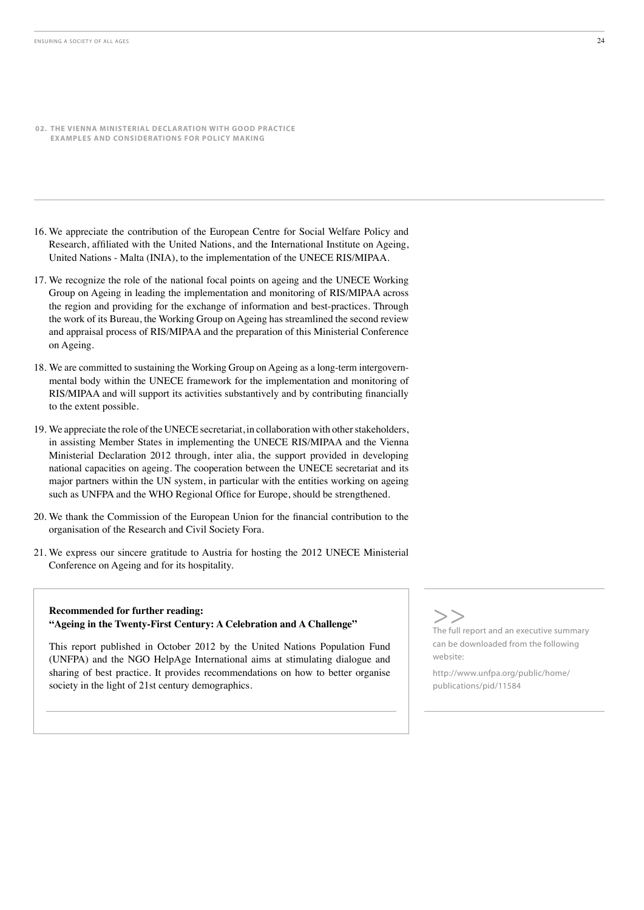**02. THE VIENNA MINISTERIAL DECLARATION WITH GOOD PRACTICE EXAMPLES AND CONSIDERATIONS FOR POLICY MAKING**

16. We appreciate the contribution of the European Centre for Social Welfare Policy and Research, affiliated with the United Nations, and the International Institute on Ageing, United Nations - Malta (INIA), to the implementation of the UNECE RIS/MIPAA.

17. We recognize the role of the national focal points on ageing and the UNECE Working Group on Ageing in leading the implementation and monitoring of RIS/MIPAA across the region and providing for the exchange of information and best-practices. Through the work of its Bureau, the Working Group on Ageing has streamlined the second review and appraisal process of RIS/MIPAA and the preparation of this Ministerial Conference on Ageing.

18. We are committed to sustaining the Working Group on Ageing as a long-term intergovernmental body within the UNECE framework for the implementation and monitoring of RIS/MIPAA and will support its activities substantively and by contributing financially to the extent possible.

19. We appreciate the role of the UNECE secretariat, in collaboration with other stakeholders, in assisting Member States in implementing the UNECE RIS/MIPAA and the Vienna Ministerial Declaration 2012 through, inter alia, the support provided in developing national capacities on ageing. The cooperation between the UNECE secretariat and its major partners within the UN system, in particular with the entities working on ageing such as UNFPA and the WHO Regional Office for Europe, should be strengthened.

20. We thank the Commission of the European Union for the financial contribution to the organisation of the Research and Civil Society Fora.

21. We express our sincere gratitude to Austria for hosting the 2012 UNECE Ministerial Conference on Ageing and for its hospitality.

**Recommended for further reading:**
**"Ageing in the Twenty-First Century: A Celebration and A Challenge"**

This report published in October 2012 by the United Nations Population Fund (UNFPA) and the NGO HelpAge International aims at stimulating dialogue and sharing of best practice. It provides recommendations on how to better organise society in the light of 21st century demographics.

>>
The full report and an executive summary can be downloaded from the following website:

http://www.unfpa.org/public/home/publications/pid/11584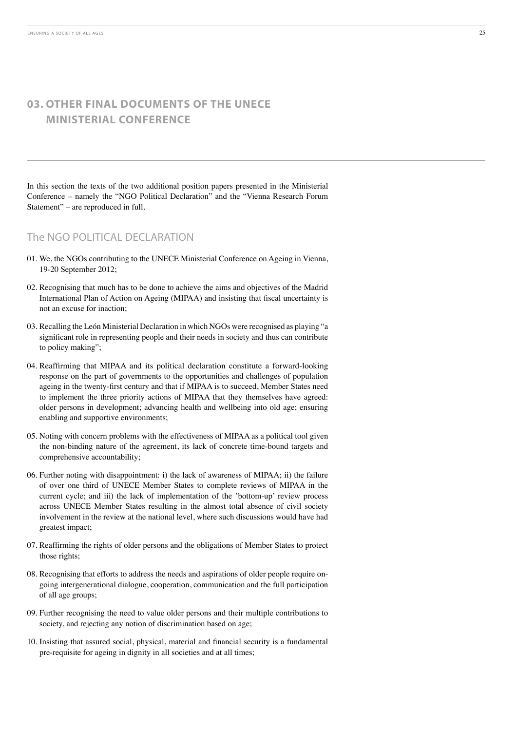## 03. OTHER FINAL DOCUMENTS OF THE UNECE MINISTERIAL CONFERENCE

In this section the texts of the two additional position papers presented in the Ministerial Conference – namely the "NGO Political Declaration" and the "Vienna Research Forum Statement" – are reproduced in full.

### The NGO POLITICAL DECLARATION

01. We, the NGOs contributing to the UNECE Ministerial Conference on Ageing in Vienna, 19-20 September 2012;

02. Recognising that much has to be done to achieve the aims and objectives of the Madrid International Plan of Action on Ageing (MIPAA) and insisting that fiscal uncertainty is not an excuse for inaction;

03. Recalling the León Ministerial Declaration in which NGOs were recognised as playing "a significant role in representing people and their needs in society and thus can contribute to policy making";

04. Reaffirming that MIPAA and its political declaration constitute a forward-looking response on the part of governments to the opportunities and challenges of population ageing in the twenty-first century and that if MIPAA is to succeed, Member States need to implement the three priority actions of MIPAA that they themselves have agreed: older persons in development; advancing health and wellbeing into old age; ensuring enabling and supportive environments;

05. Noting with concern problems with the effectiveness of MIPAA as a political tool given the non-binding nature of the agreement, its lack of concrete time-bound targets and comprehensive accountability;

06. Further noting with disappointment: i) the lack of awareness of MIPAA; ii) the failure of over one third of UNECE Member States to complete reviews of MIPAA in the current cycle; and iii) the lack of implementation of the 'bottom-up' review process across UNECE Member States resulting in the almost total absence of civil society involvement in the review at the national level, where such discussions would have had greatest impact;

07. Reaffirming the rights of older persons and the obligations of Member States to protect those rights;

08. Recognising that efforts to address the needs and aspirations of older people require on-going intergenerational dialogue, cooperation, communication and the full participation of all age groups;

09. Further recognising the need to value older persons and their multiple contributions to society, and rejecting any notion of discrimination based on age;

10. Insisting that assured social, physical, material and financial security is a fundamental pre-requisite for ageing in dignity in all societies and at all times;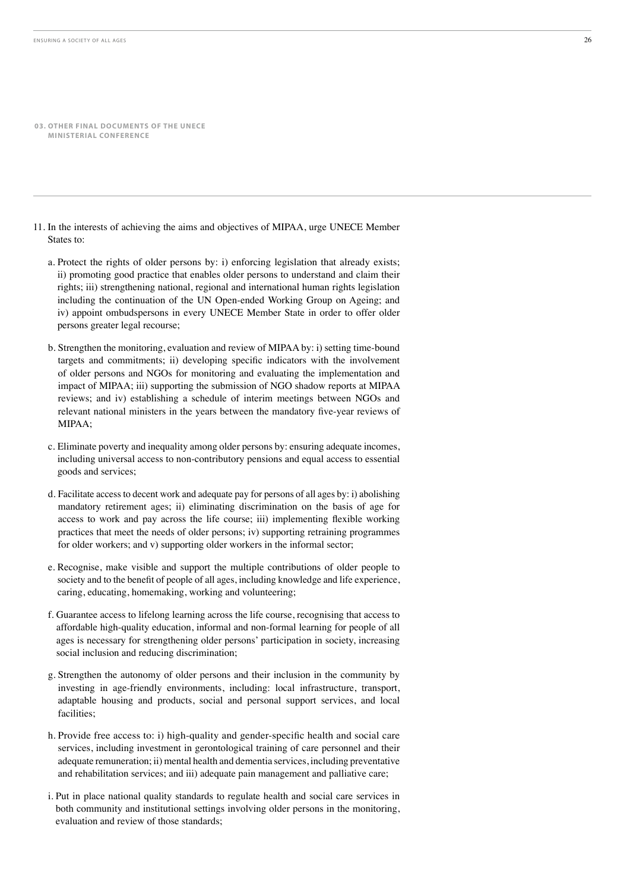## 03. OTHER FINAL DOCUMENTS OF THE UNECE MINISTERIAL CONFERENCE

11. In the interests of achieving the aims and objectives of MIPAA, urge UNECE Member States to:

    a. Protect the rights of older persons by: i) enforcing legislation that already exists; ii) promoting good practice that enables older persons to understand and claim their rights; iii) strengthening national, regional and international human rights legislation including the continuation of the UN Open-ended Working Group on Ageing; and iv) appoint ombudspersons in every UNECE Member State in order to offer older persons greater legal recourse;

    b. Strengthen the monitoring, evaluation and review of MIPAA by: i) setting time-bound targets and commitments; ii) developing specific indicators with the involvement of older persons and NGOs for monitoring and evaluating the implementation and impact of MIPAA; iii) supporting the submission of NGO shadow reports at MIPAA reviews; and iv) establishing a schedule of interim meetings between NGOs and relevant national ministers in the years between the mandatory five-year reviews of MIPAA;

    c. Eliminate poverty and inequality among older persons by: ensuring adequate incomes, including universal access to non-contributory pensions and equal access to essential goods and services;

    d. Facilitate access to decent work and adequate pay for persons of all ages by: i) abolishing mandatory retirement ages; ii) eliminating discrimination on the basis of age for access to work and pay across the life course; iii) implementing flexible working practices that meet the needs of older persons; iv) supporting retraining programmes for older workers; and v) supporting older workers in the informal sector;

    e. Recognise, make visible and support the multiple contributions of older people to society and to the benefit of people of all ages, including knowledge and life experience, caring, educating, homemaking, working and volunteering;

    f. Guarantee access to lifelong learning across the life course, recognising that access to affordable high-quality education, informal and non-formal learning for people of all ages is necessary for strengthening older persons' participation in society, increasing social inclusion and reducing discrimination;

    g. Strengthen the autonomy of older persons and their inclusion in the community by investing in age-friendly environments, including: local infrastructure, transport, adaptable housing and products, social and personal support services, and local facilities;

    h. Provide free access to: i) high-quality and gender-specific health and social care services, including investment in gerontological training of care personnel and their adequate remuneration; ii) mental health and dementia services, including preventative and rehabilitation services; and iii) adequate pain management and palliative care;

    i. Put in place national quality standards to regulate health and social care services in both community and institutional settings involving older persons in the monitoring, evaluation and review of those standards;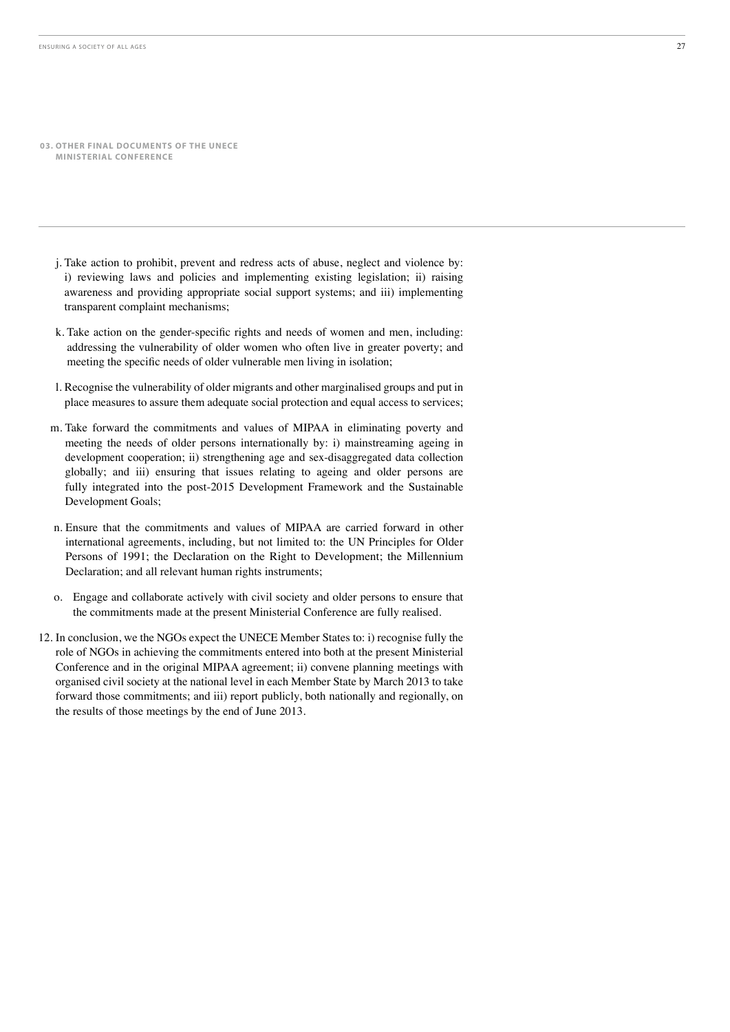j. Take action to prohibit, prevent and redress acts of abuse, neglect and violence by: i) reviewing laws and policies and implementing existing legislation; ii) raising awareness and providing appropriate social support systems; and iii) implementing transparent complaint mechanisms;

k. Take action on the gender-specific rights and needs of women and men, including: addressing the vulnerability of older women who often live in greater poverty; and meeting the specific needs of older vulnerable men living in isolation;

l. Recognise the vulnerability of older migrants and other marginalised groups and put in place measures to assure them adequate social protection and equal access to services;

m. Take forward the commitments and values of MIPAA in eliminating poverty and meeting the needs of older persons internationally by: i) mainstreaming ageing in development cooperation; ii) strengthening age and sex-disaggregated data collection globally; and iii) ensuring that issues relating to ageing and older persons are fully integrated into the post-2015 Development Framework and the Sustainable Development Goals;

n. Ensure that the commitments and values of MIPAA are carried forward in other international agreements, including, but not limited to: the UN Principles for Older Persons of 1991; the Declaration on the Right to Development; the Millennium Declaration; and all relevant human rights instruments;

o. Engage and collaborate actively with civil society and older persons to ensure that the commitments made at the present Ministerial Conference are fully realised.

12. In conclusion, we the NGOs expect the UNECE Member States to: i) recognise fully the role of NGOs in achieving the commitments entered into both at the present Ministerial Conference and in the original MIPAA agreement; ii) convene planning meetings with organised civil society at the national level in each Member State by March 2013 to take forward those commitments; and iii) report publicly, both nationally and regionally, on the results of those meetings by the end of June 2013.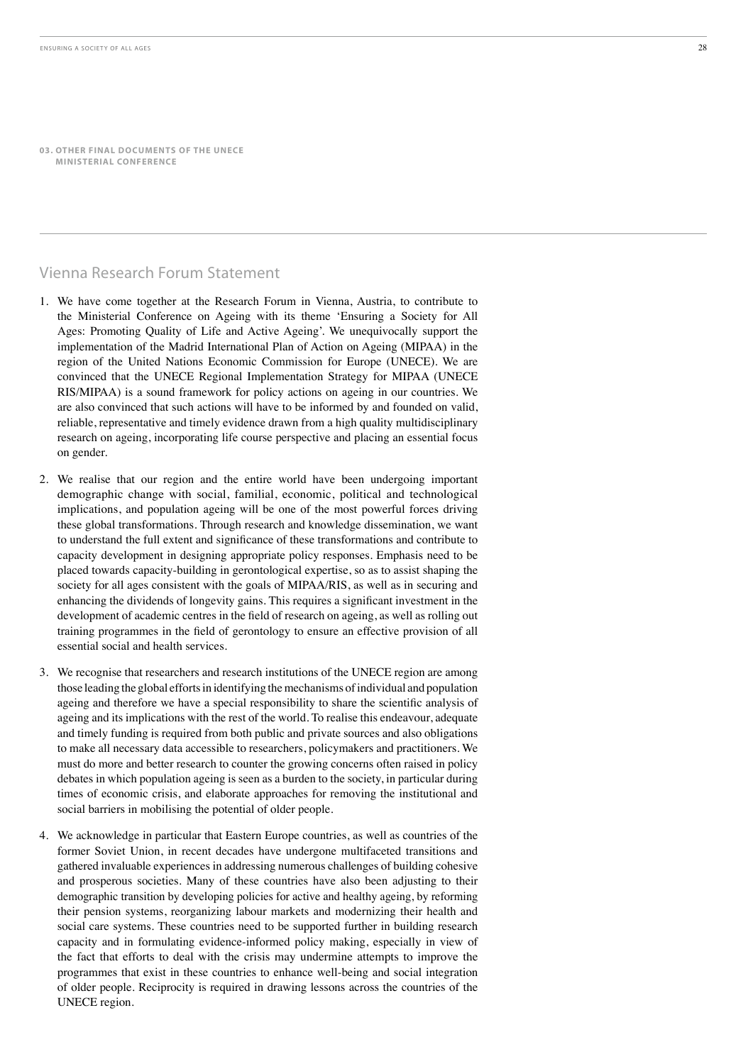## 03. OTHER FINAL DOCUMENTS OF THE UNECE MINISTERIAL CONFERENCE

## Vienna Research Forum Statement

1. We have come together at the Research Forum in Vienna, Austria, to contribute to the Ministerial Conference on Ageing with its theme 'Ensuring a Society for All Ages: Promoting Quality of Life and Active Ageing'. We unequivocally support the implementation of the Madrid International Plan of Action on Ageing (MIPAA) in the region of the United Nations Economic Commission for Europe (UNECE). We are convinced that the UNECE Regional Implementation Strategy for MIPAA (UNECE RIS/MIPAA) is a sound framework for policy actions on ageing in our countries. We are also convinced that such actions will have to be informed by and founded on valid, reliable, representative and timely evidence drawn from a high quality multidisciplinary research on ageing, incorporating life course perspective and placing an essential focus on gender.

2. We realise that our region and the entire world have been undergoing important demographic change with social, familial, economic, political and technological implications, and population ageing will be one of the most powerful forces driving these global transformations. Through research and knowledge dissemination, we want to understand the full extent and significance of these transformations and contribute to capacity development in designing appropriate policy responses. Emphasis need to be placed towards capacity-building in gerontological expertise, so as to assist shaping the society for all ages consistent with the goals of MIPAA/RIS, as well as in securing and enhancing the dividends of longevity gains. This requires a significant investment in the development of academic centres in the field of research on ageing, as well as rolling out training programmes in the field of gerontology to ensure an effective provision of all essential social and health services.

3. We recognise that researchers and research institutions of the UNECE region are among those leading the global efforts in identifying the mechanisms of individual and population ageing and therefore we have a special responsibility to share the scientific analysis of ageing and its implications with the rest of the world. To realise this endeavour, adequate and timely funding is required from both public and private sources and also obligations to make all necessary data accessible to researchers, policymakers and practitioners. We must do more and better research to counter the growing concerns often raised in policy debates in which population ageing is seen as a burden to the society, in particular during times of economic crisis, and elaborate approaches for removing the institutional and social barriers in mobilising the potential of older people.

4. We acknowledge in particular that Eastern Europe countries, as well as countries of the former Soviet Union, in recent decades have undergone multifaceted transitions and gathered invaluable experiences in addressing numerous challenges of building cohesive and prosperous societies. Many of these countries have also been adjusting to their demographic transition by developing policies for active and healthy ageing, by reforming their pension systems, reorganizing labour markets and modernizing their health and social care systems. These countries need to be supported further in building research capacity and in formulating evidence-informed policy making, especially in view of the fact that efforts to deal with the crisis may undermine attempts to improve the programmes that exist in these countries to enhance well-being and social integration of older people. Reciprocity is required in drawing lessons across the countries of the UNECE region.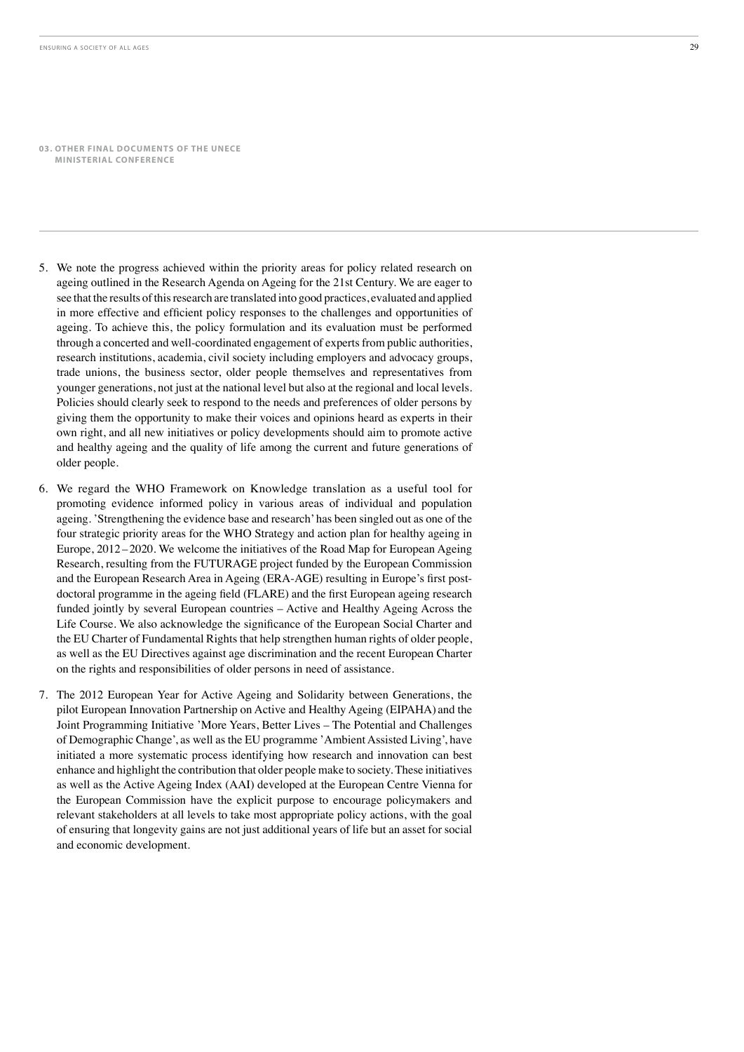**03. OTHER FINAL DOCUMENTS OF THE UNECE MINISTERIAL CONFERENCE**

5. We note the progress achieved within the priority areas for policy related research on ageing outlined in the Research Agenda on Ageing for the 21st Century. We are eager to see that the results of this research are translated into good practices, evaluated and applied in more effective and efficient policy responses to the challenges and opportunities of ageing. To achieve this, the policy formulation and its evaluation must be performed through a concerted and well-coordinated engagement of experts from public authorities, research institutions, academia, civil society including employers and advocacy groups, trade unions, the business sector, older people themselves and representatives from younger generations, not just at the national level but also at the regional and local levels. Policies should clearly seek to respond to the needs and preferences of older persons by giving them the opportunity to make their voices and opinions heard as experts in their own right, and all new initiatives or policy developments should aim to promote active and healthy ageing and the quality of life among the current and future generations of older people.

6. We regard the WHO Framework on Knowledge translation as a useful tool for promoting evidence informed policy in various areas of individual and population ageing. 'Strengthening the evidence base and research' has been singled out as one of the four strategic priority areas for the WHO Strategy and action plan for healthy ageing in Europe, 2012–2020. We welcome the initiatives of the Road Map for European Ageing Research, resulting from the FUTURAGE project funded by the European Commission and the European Research Area in Ageing (ERA-AGE) resulting in Europe's first post-doctoral programme in the ageing field (FLARE) and the first European ageing research funded jointly by several European countries – Active and Healthy Ageing Across the Life Course. We also acknowledge the significance of the European Social Charter and the EU Charter of Fundamental Rights that help strengthen human rights of older people, as well as the EU Directives against age discrimination and the recent European Charter on the rights and responsibilities of older persons in need of assistance.

7. The 2012 European Year for Active Ageing and Solidarity between Generations, the pilot European Innovation Partnership on Active and Healthy Ageing (EIPAHA) and the Joint Programming Initiative 'More Years, Better Lives – The Potential and Challenges of Demographic Change', as well as the EU programme 'Ambient Assisted Living', have initiated a more systematic process identifying how research and innovation can best enhance and highlight the contribution that older people make to society. These initiatives as well as the Active Ageing Index (AAI) developed at the European Centre Vienna for the European Commission have the explicit purpose to encourage policymakers and relevant stakeholders at all levels to take most appropriate policy actions, with the goal of ensuring that longevity gains are not just additional years of life but an asset for social and economic development.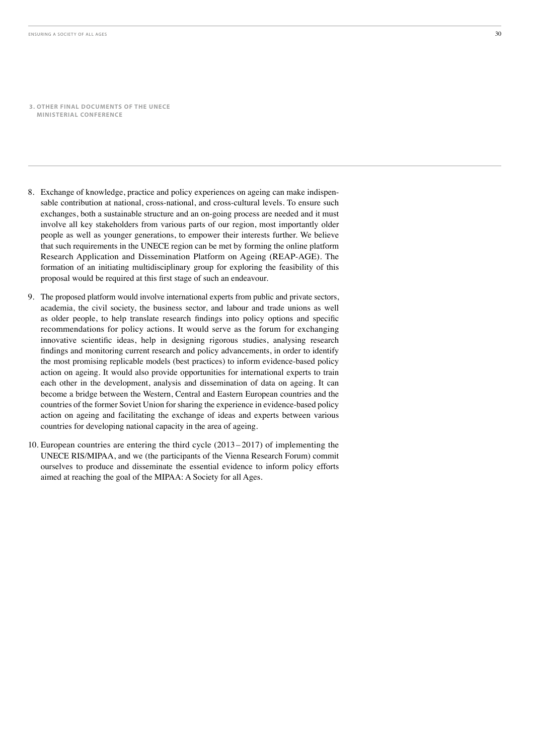8. Exchange of knowledge, practice and policy experiences on ageing can make indispensable contribution at national, cross-national, and cross-cultural levels. To ensure such exchanges, both a sustainable structure and an on-going process are needed and it must involve all key stakeholders from various parts of our region, most importantly older people as well as younger generations, to empower their interests further. We believe that such requirements in the UNECE region can be met by forming the online platform Research Application and Dissemination Platform on Ageing (REAP-AGE). The formation of an initiating multidisciplinary group for exploring the feasibility of this proposal would be required at this first stage of such an endeavour.

9. The proposed platform would involve international experts from public and private sectors, academia, the civil society, the business sector, and labour and trade unions as well as older people, to help translate research findings into policy options and specific recommendations for policy actions. It would serve as the forum for exchanging innovative scientific ideas, help in designing rigorous studies, analysing research findings and monitoring current research and policy advancements, in order to identify the most promising replicable models (best practices) to inform evidence-based policy action on ageing. It would also provide opportunities for international experts to train each other in the development, analysis and dissemination of data on ageing. It can become a bridge between the Western, Central and Eastern European countries and the countries of the former Soviet Union for sharing the experience in evidence-based policy action on ageing and facilitating the exchange of ideas and experts between various countries for developing national capacity in the area of ageing.

10. European countries are entering the third cycle (2013 – 2017) of implementing the UNECE RIS/MIPAA, and we (the participants of the Vienna Research Forum) commit ourselves to produce and disseminate the essential evidence to inform policy efforts aimed at reaching the goal of the MIPAA: A Society for all Ages.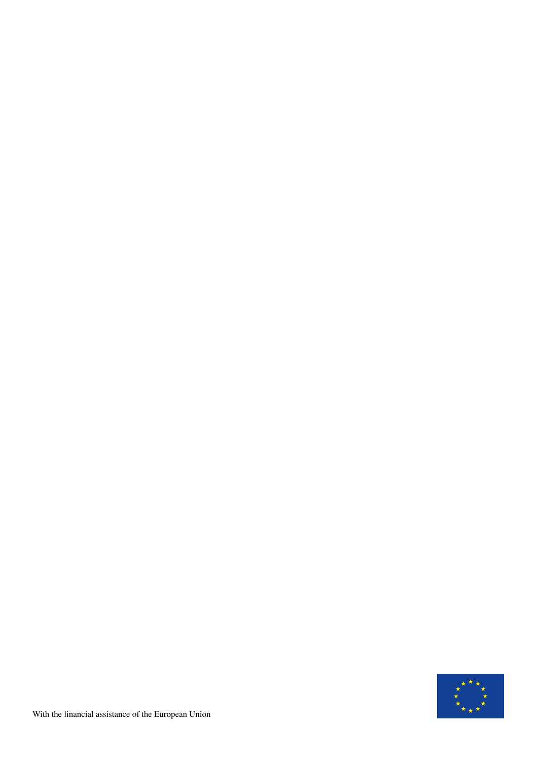With the financial assistance of the European Union